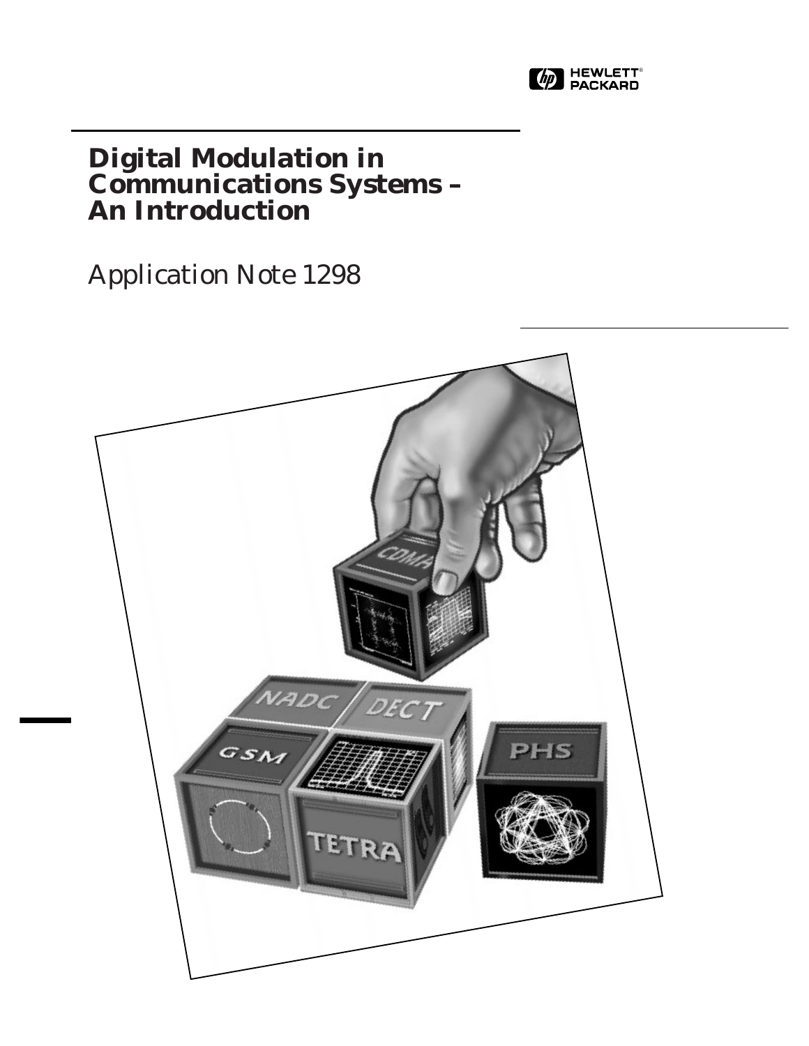# Digital Modulation in Communications Systems – An Introduction

Application Note 1298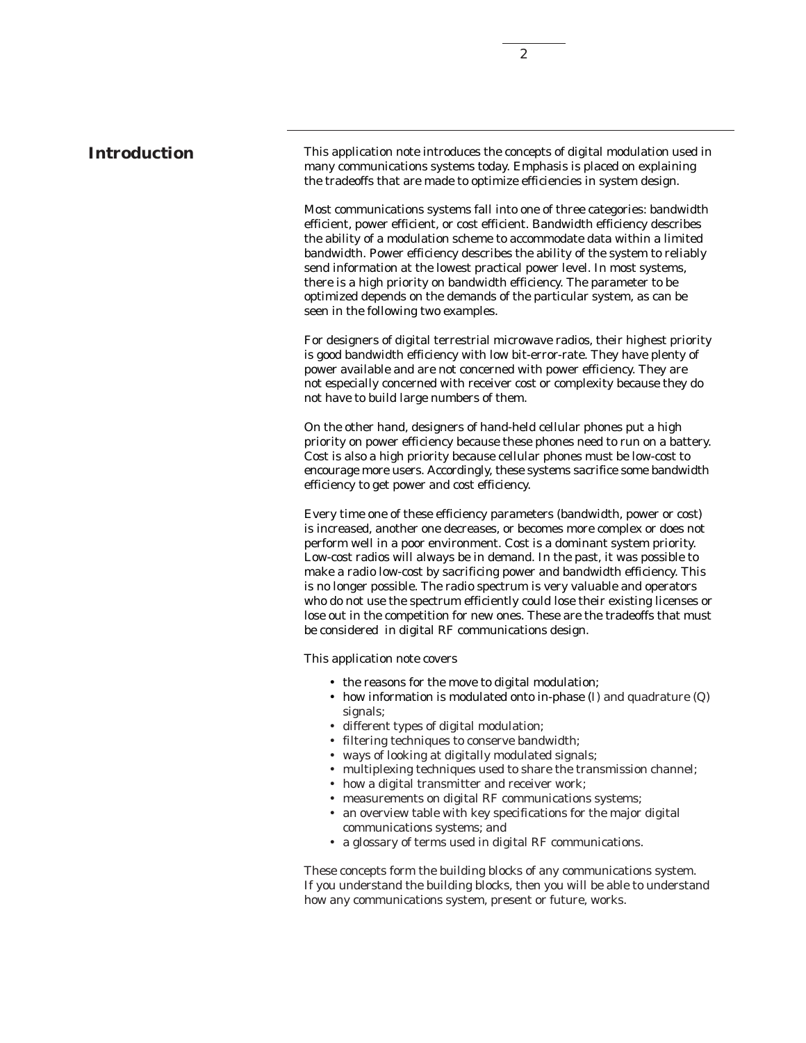# Introduction

This application note introduces the concepts of digital modulation used in many communications systems today. Emphasis is placed on explaining the tradeoffs that are made to optimize efficiencies in system design.

Most communications systems fall into one of three categories: bandwidth efficient, power efficient, or cost efficient. Bandwidth efficiency describes the ability of a modulation scheme to accommodate data within a limited bandwidth. Power efficiency describes the ability of the system to reliably send information at the lowest practical power level. In most systems, there is a high priority on bandwidth efficiency. The parameter to be optimized depends on the demands of the particular system, as can be seen in the following two examples.

For designers of digital terrestrial microwave radios, their highest priority is good bandwidth efficiency with low bit-error-rate. They have plenty of power available and are not concerned with power efficiency. They are not especially concerned with receiver cost or complexity because they do not have to build large numbers of them.

On the other hand, designers of hand-held cellular phones put a high priority on power efficiency because these phones need to run on a battery. Cost is also a high priority because cellular phones must be low-cost to encourage more users. Accordingly, these systems sacrifice some bandwidth efficiency to get power and cost efficiency.

Every time one of these efficiency parameters (bandwidth, power or cost) is increased, another one decreases, or becomes more complex or does not perform well in a poor environment. Cost is a dominant system priority. Low-cost radios will always be in demand. In the past, it was possible to make a radio low-cost by sacrificing power and bandwidth efficiency. This is no longer possible. The radio spectrum is very valuable and operators who do not use the spectrum efficiently could lose their existing licenses or lose out in the competition for new ones. These are the tradeoffs that must be considered in digital RF communications design.

This application note covers

- the reasons for the move to digital modulation;
- how information is modulated onto in-phase (I) and quadrature (Q) signals;
- different types of digital modulation;
- filtering techniques to conserve bandwidth;
- ways of looking at digitally modulated signals;
- multiplexing techniques used to share the transmission channel;
- how a digital transmitter and receiver work;
- measurements on digital RF communications systems;
- an overview table with key specifications for the major digital communications systems; and
- a glossary of terms used in digital RF communications.

These concepts form the building blocks of any communications system. If you understand the building blocks, then you will be able to understand how any communications system, present or future, works.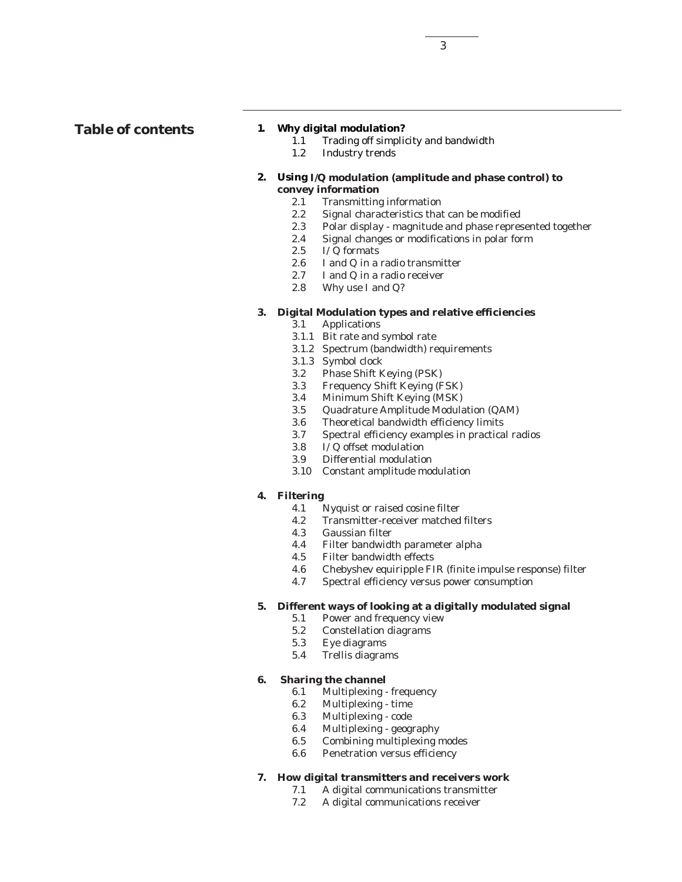# Table of contents

**1. Why digital modulation?**
- 1.1 Trading off simplicity and bandwidth
- 1.2 Industry trends

**2. Using I/Q modulation (amplitude and phase control) to convey information**
- 2.1 Transmitting information
- 2.2 Signal characteristics that can be modified
- 2.3 Polar display - magnitude and phase represented together
- 2.4 Signal changes or modifications in polar form
- 2.5 I/Q formats
- 2.6 I and Q in a radio transmitter
- 2.7 I and Q in a radio receiver
- 2.8 Why use I and Q?

**3. Digital Modulation types and relative efficiencies**
- 3.1 Applications
- 3.1.1 Bit rate and symbol rate
- 3.1.2 Spectrum (bandwidth) requirements
- 3.1.3 Symbol clock
- 3.2 Phase Shift Keying (PSK)
- 3.3 Frequency Shift Keying (FSK)
- 3.4 Minimum Shift Keying (MSK)
- 3.5 Quadrature Amplitude Modulation (QAM)
- 3.6 Theoretical bandwidth efficiency limits
- 3.7 Spectral efficiency examples in practical radios
- 3.8 I/Q offset modulation
- 3.9 Differential modulation
- 3.10 Constant amplitude modulation

**4. Filtering**
- 4.1 Nyquist or raised cosine filter
- 4.2 Transmitter-receiver matched filters
- 4.3 Gaussian filter
- 4.4 Filter bandwidth parameter alpha
- 4.5 Filter bandwidth effects
- 4.6 Chebyshev equiripple FIR (finite impulse response) filter
- 4.7 Spectral efficiency versus power consumption

**5. Different ways of looking at a digitally modulated signal**
- 5.1 Power and frequency view
- 5.2 Constellation diagrams
- 5.3 Eye diagrams
- 5.4 Trellis diagrams

**6. Sharing the channel**
- 6.1 Multiplexing - frequency
- 6.2 Multiplexing - time
- 6.3 Multiplexing - code
- 6.4 Multiplexing - geography
- 6.5 Combining multiplexing modes
- 6.6 Penetration versus efficiency

**7. How digital transmitters and receivers work**
- 7.1 A digital communications transmitter
- 7.2 A digital communications receiver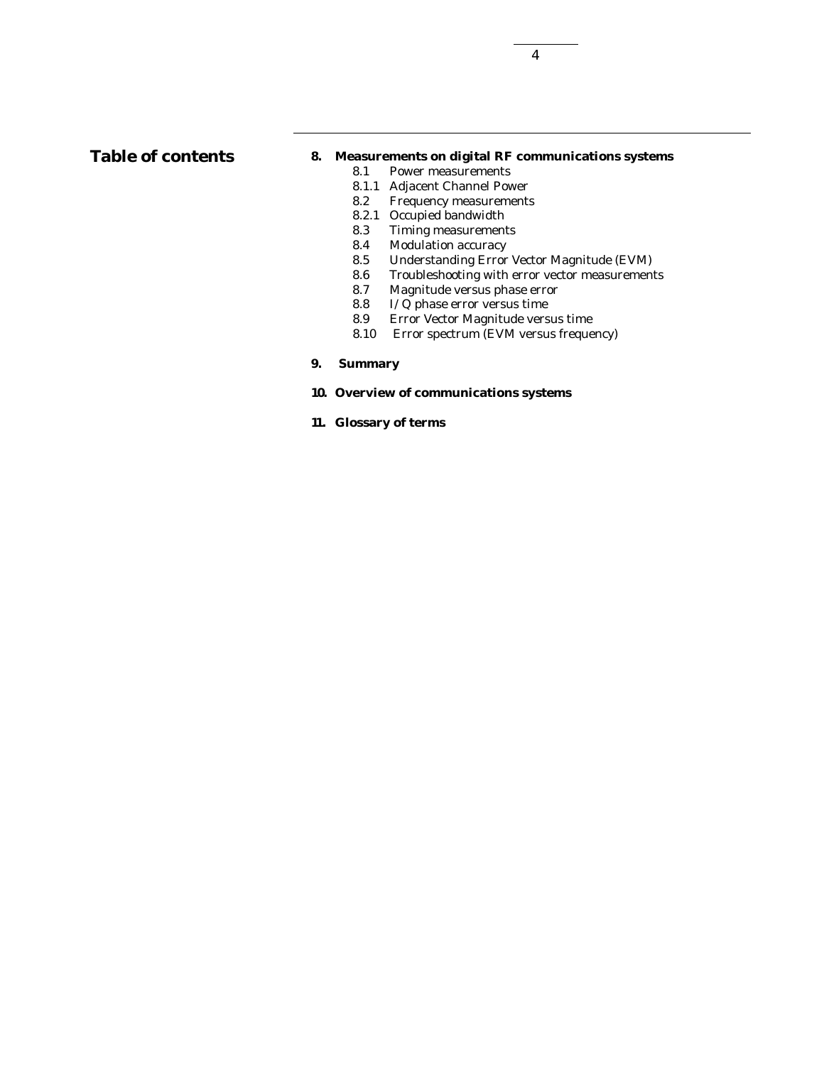## Table of contents

**8. Measurements on digital RF communications systems**

- 8.1 Power measurements
- 8.1.1 Adjacent Channel Power
- 8.2 Frequency measurements
- 8.2.1 Occupied bandwidth
- 8.3 Timing measurements
- 8.4 Modulation accuracy
- 8.5 Understanding Error Vector Magnitude (EVM)
- 8.6 Troubleshooting with error vector measurements
- 8.7 Magnitude versus phase error
- 8.8 I/Q phase error versus time
- 8.9 Error Vector Magnitude versus time
- 8.10 Error spectrum (EVM versus frequency)

**9. Summary**

**10. Overview of communications systems**

**11. Glossary of terms**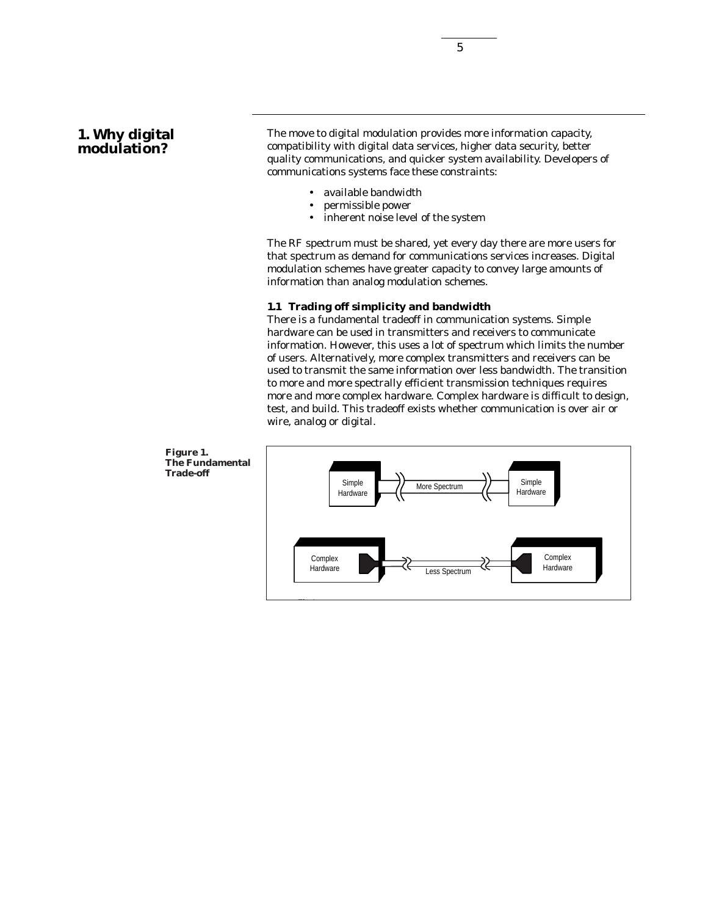# 1. Why digital modulation?

The move to digital modulation provides more information capacity, compatibility with digital data services, higher data security, better quality communications, and quicker system availability. Developers of communications systems face these constraints:

- available bandwidth
- permissible power
- inherent noise level of the system

The RF spectrum must be shared, yet every day there are more users for that spectrum as demand for communications services increases. Digital modulation schemes have greater capacity to convey large amounts of information than analog modulation schemes.

## 1.1 Trading off simplicity and bandwidth

There is a fundamental tradeoff in communication systems. Simple hardware can be used in transmitters and receivers to communicate information. However, this uses a lot of spectrum which limits the number of users. Alternatively, more complex transmitters and receivers can be used to transmit the same information over less bandwidth. The transition to more and more spectrally efficient transmission techniques requires more and more complex hardware. Complex hardware is difficult to design, test, and build. This tradeoff exists whether communication is over air or wire, analog or digital.

**Figure 1. The Fundamental Trade-off**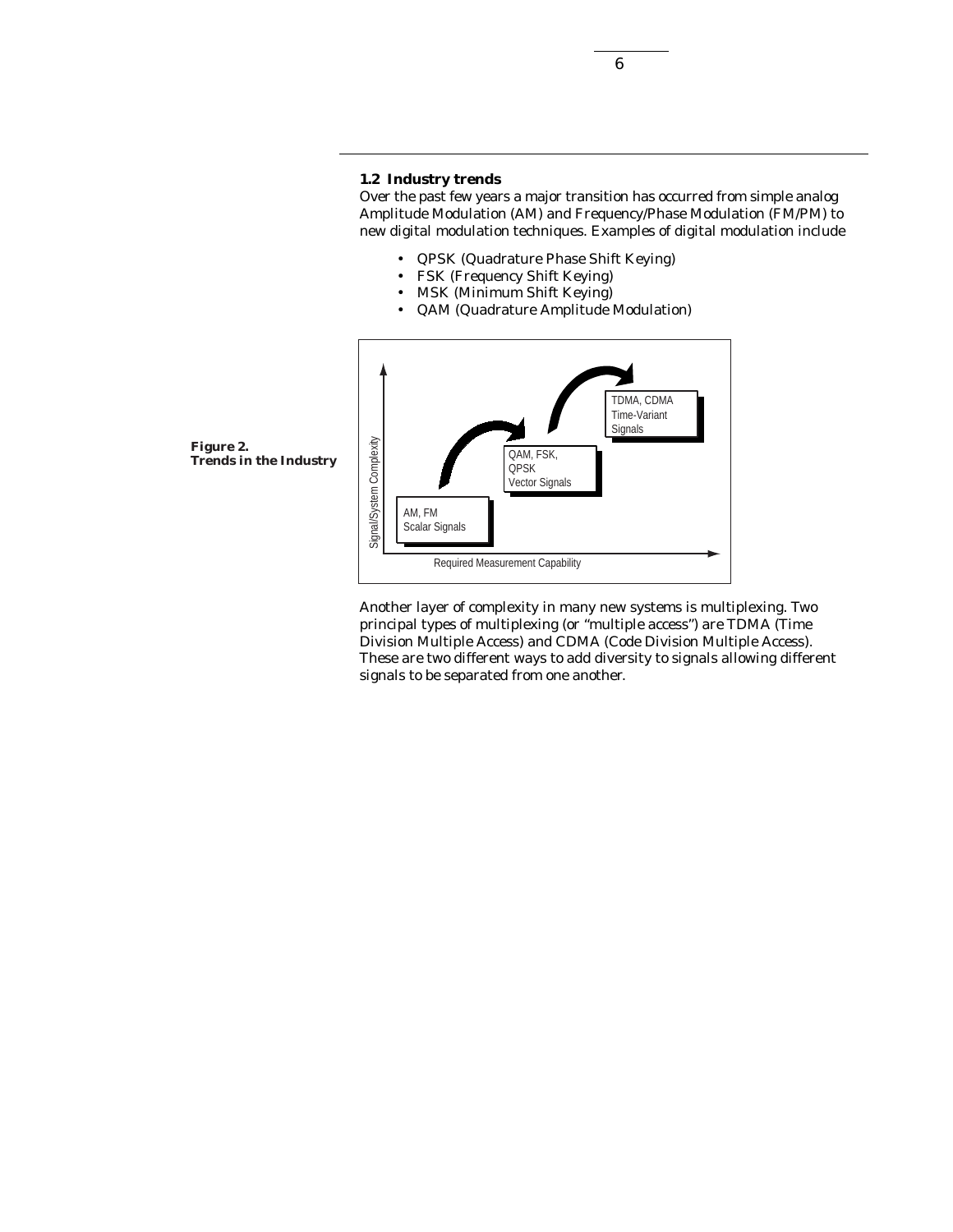## 1.2 Industry trends

Over the past few years a major transition has occurred from simple analog Amplitude Modulation (AM) and Frequency/Phase Modulation (FM/PM) to new digital modulation techniques. Examples of digital modulation include

- QPSK (Quadrature Phase Shift Keying)
- FSK (Frequency Shift Keying)
- MSK (Minimum Shift Keying)
- QAM (Quadrature Amplitude Modulation)

**Figure 2. Trends in the Industry**

Another layer of complexity in many new systems is multiplexing. Two principal types of multiplexing (or "multiple access") are TDMA (Time Division Multiple Access) and CDMA (Code Division Multiple Access). These are two different ways to add diversity to signals allowing different signals to be separated from one another.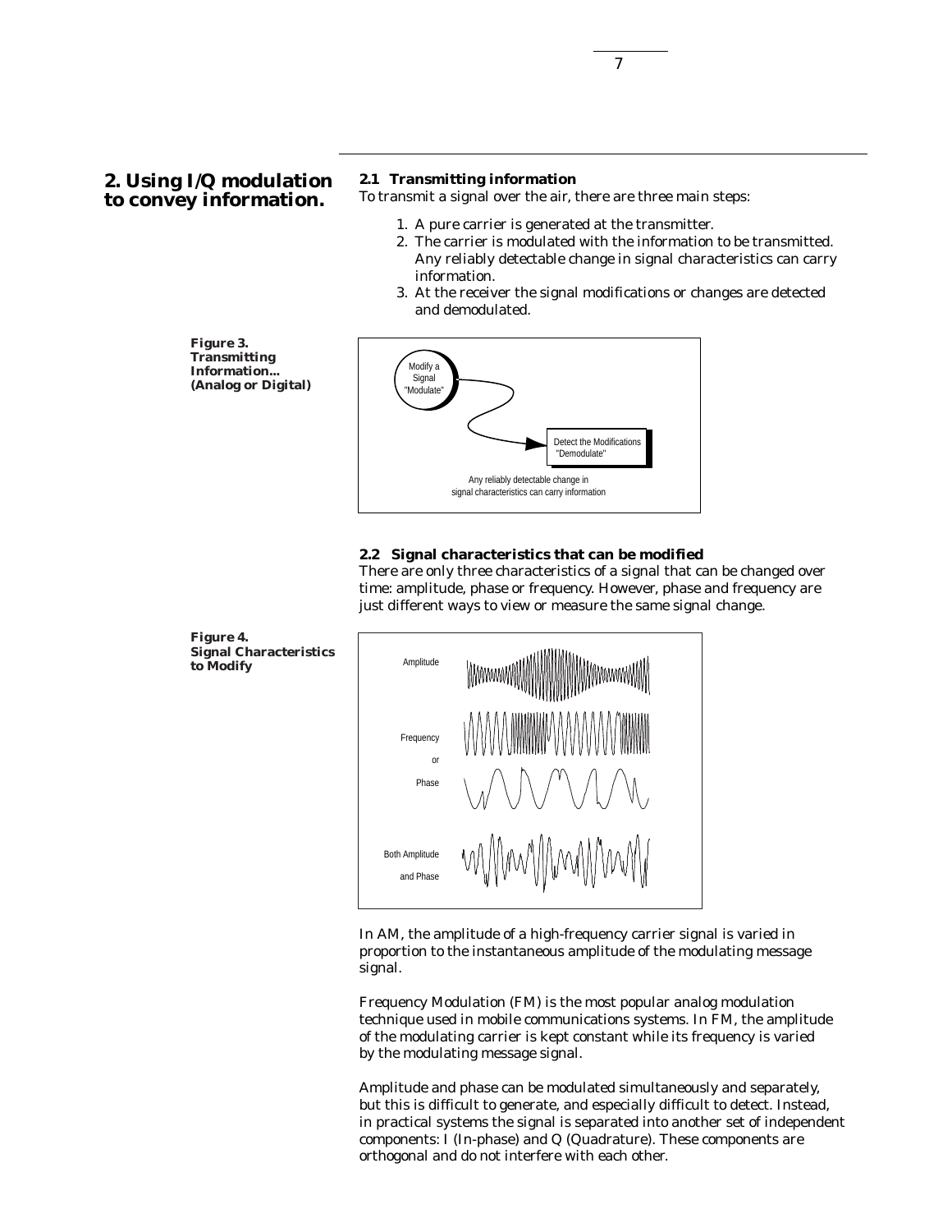## 2. Using I/Q modulation to convey information.

### 2.1 Transmitting information

To transmit a signal over the air, there are three main steps:

1. A pure carrier is generated at the transmitter.
2. The carrier is modulated with the information to be transmitted. Any reliably detectable change in signal characteristics can carry information.
3. At the receiver the signal modifications or changes are detected and demodulated.

**Figure 3. Transmitting Information... (Analog or Digital)**

### 2.2 Signal characteristics that can be modified

There are only three characteristics of a signal that can be changed over time: amplitude, phase or frequency. However, phase and frequency are just different ways to view or measure the same signal change.

**Figure 4. Signal Characteristics to Modify**

In AM, the amplitude of a high-frequency carrier signal is varied in proportion to the instantaneous amplitude of the modulating message signal.

Frequency Modulation (FM) is the most popular analog modulation technique used in mobile communications systems. In FM, the amplitude of the modulating carrier is kept constant while its frequency is varied by the modulating message signal.

Amplitude and phase can be modulated simultaneously and separately, but this is difficult to generate, and especially difficult to detect. Instead, in practical systems the signal is separated into another set of independent components: I (In-phase) and Q (Quadrature). These components are orthogonal and do not interfere with each other.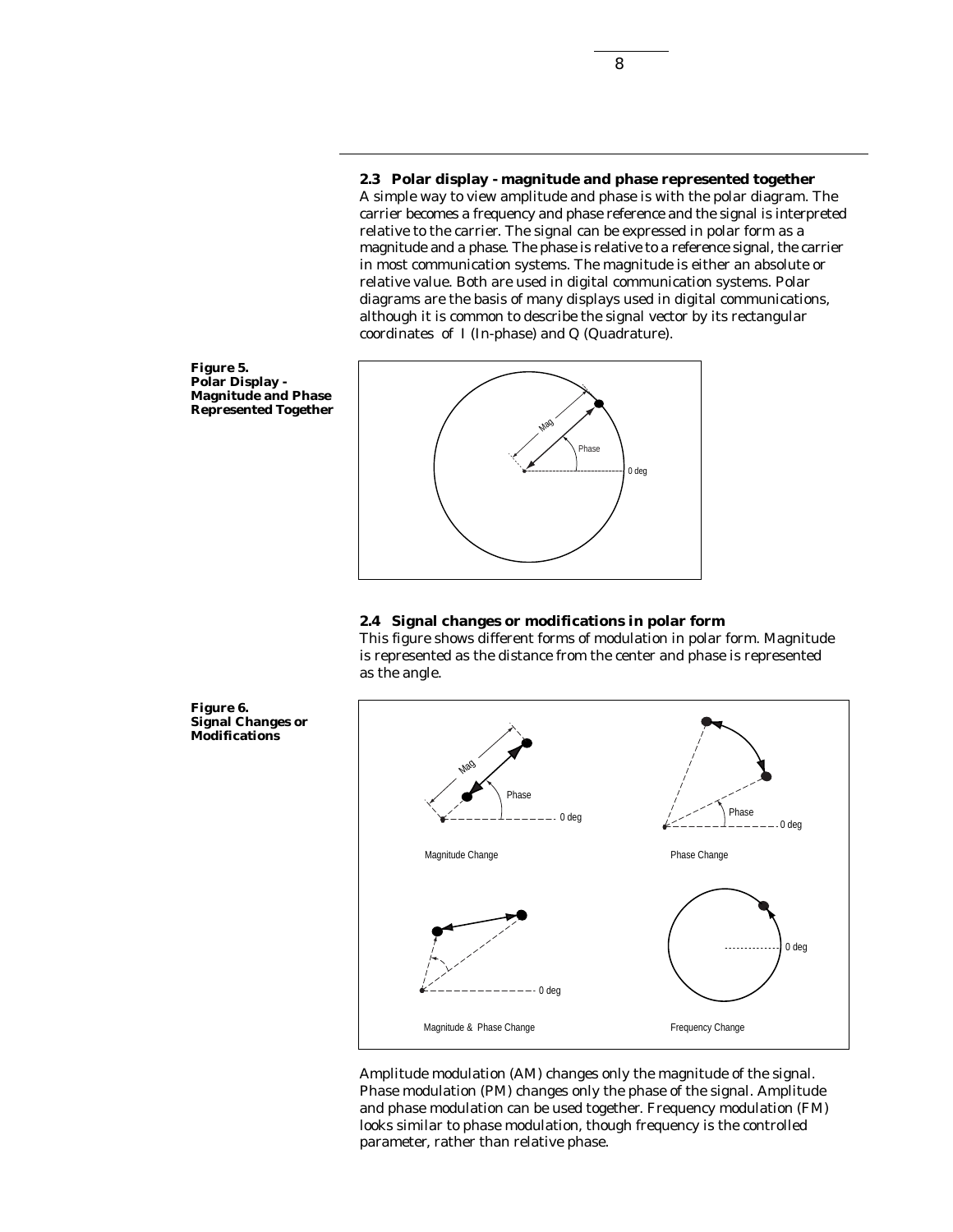## 2.3 Polar display - magnitude and phase represented together

A simple way to view amplitude and phase is with the polar diagram. The carrier becomes a frequency and phase reference and the signal is interpreted relative to the carrier. The signal can be expressed in polar form as a magnitude and a phase. The phase is relative to a reference signal, the carrier in most communication systems. The magnitude is either an absolute or relative value. Both are used in digital communication systems. Polar diagrams are the basis of many displays used in digital communications, although it is common to describe the signal vector by its rectangular coordinates of I (In-phase) and Q (Quadrature).

**Figure 5. Polar Display - Magnitude and Phase Represented Together**

## 2.4 Signal changes or modifications in polar form

This figure shows different forms of modulation in polar form. Magnitude is represented as the distance from the center and phase is represented as the angle.

**Figure 6. Signal Changes or Modifications**

Amplitude modulation (AM) changes only the magnitude of the signal. Phase modulation (PM) changes only the phase of the signal. Amplitude and phase modulation can be used together. Frequency modulation (FM) looks similar to phase modulation, though frequency is the controlled parameter, rather than relative phase.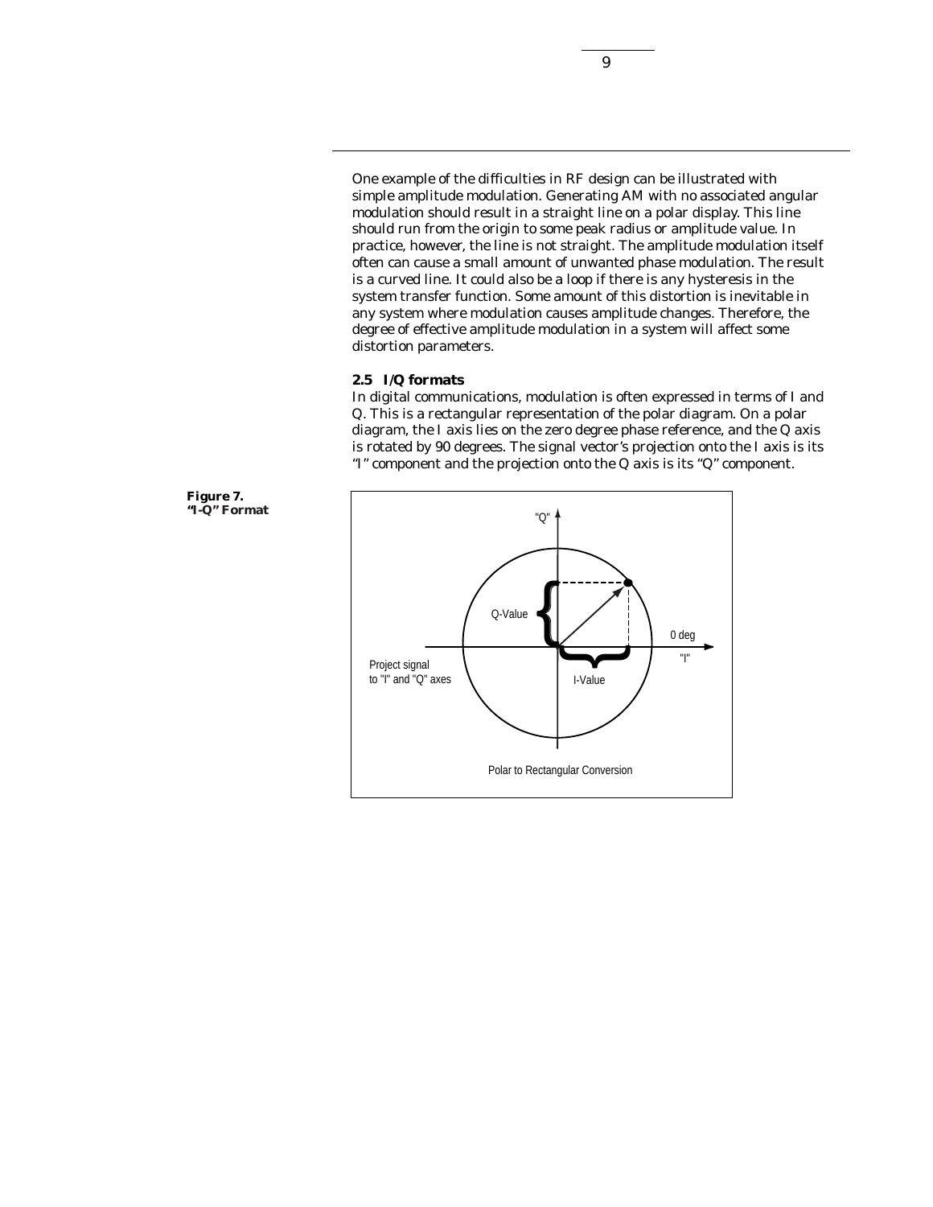One example of the difficulties in RF design can be illustrated with simple amplitude modulation. Generating AM with no associated angular modulation should result in a straight line on a polar display. This line should run from the origin to some peak radius or amplitude value. In practice, however, the line is not straight. The amplitude modulation itself often can cause a small amount of unwanted phase modulation. The result is a curved line. It could also be a loop if there is any hysteresis in the system transfer function. Some amount of this distortion is inevitable in any system where modulation causes amplitude changes. Therefore, the degree of effective amplitude modulation in a system will affect some distortion parameters.

### 2.5 I/Q formats

In digital communications, modulation is often expressed in terms of I and Q. This is a rectangular representation of the polar diagram. On a polar diagram, the I axis lies on the zero degree phase reference, and the Q axis is rotated by 90 degrees. The signal vector's projection onto the I axis is its "I" component and the projection onto the Q axis is its "Q" component.

**Figure 7. "I-Q" Format**

"Q"

Q-Value

0 deg

"I"

Project signal to "I" and "Q" axes

I-Value

Polar to Rectangular Conversion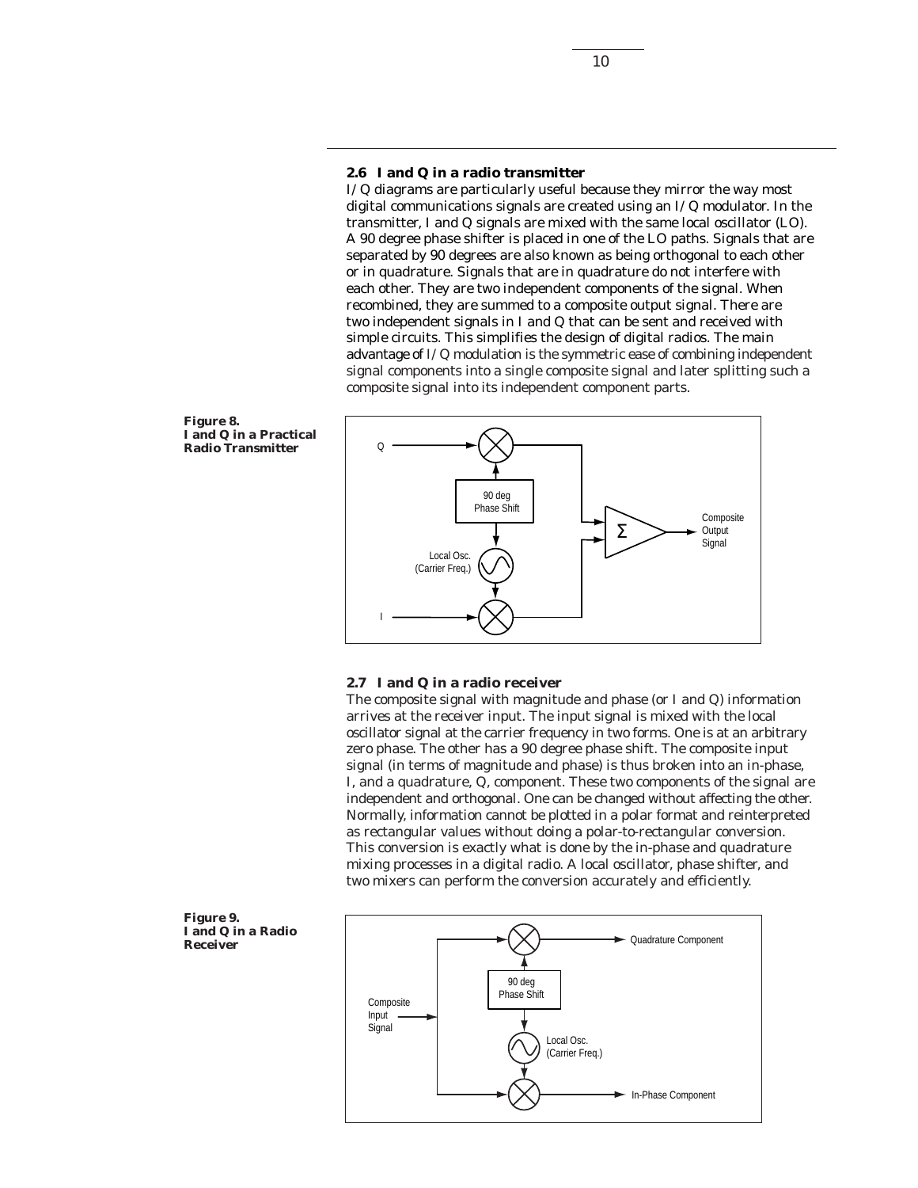## 2.6 I and Q in a radio transmitter

I/Q diagrams are particularly useful because they mirror the way most digital communications signals are created using an I/Q modulator. In the transmitter, I and Q signals are mixed with the same local oscillator (LO). A 90 degree phase shifter is placed in one of the LO paths. Signals that are separated by 90 degrees are also known as being orthogonal to each other or in quadrature. Signals that are in quadrature do not interfere with each other. They are two independent components of the signal. When recombined, they are summed to a composite output signal. There are two independent signals in I and Q that can be sent and received with simple circuits. This simplifies the design of digital radios. The main advantage of I/Q modulation is the symmetric ease of combining independent signal components into a single composite signal and later splitting such a composite signal into its independent component parts.

**Figure 8. I and Q in a Practical Radio Transmitter**

## 2.7 I and Q in a radio receiver

The composite signal with magnitude and phase (or I and Q) information arrives at the receiver input. The input signal is mixed with the local oscillator signal at the carrier frequency in two forms. One is at an arbitrary zero phase. The other has a 90 degree phase shift. The composite input signal (in terms of magnitude and phase) is thus broken into an in-phase, I, and a quadrature, Q, component. These two components of the signal are independent and orthogonal. One can be changed without affecting the other. Normally, information cannot be plotted in a polar format and reinterpreted as rectangular values without doing a polar-to-rectangular conversion. This conversion is exactly what is done by the in-phase and quadrature mixing processes in a digital radio. A local oscillator, phase shifter, and two mixers can perform the conversion accurately and efficiently.

**Figure 9. I and Q in a Radio Receiver**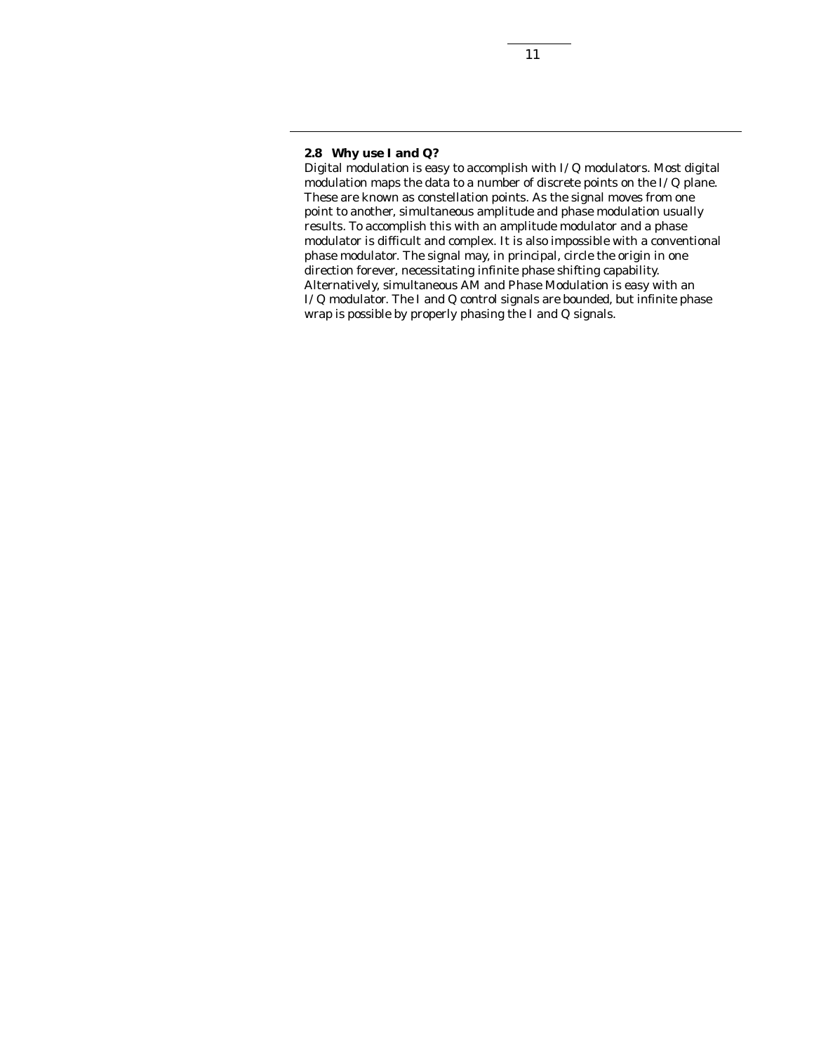### 2.8 Why use I and Q?

Digital modulation is easy to accomplish with I/Q modulators. Most digital modulation maps the data to a number of discrete points on the I/Q plane. These are known as constellation points. As the signal moves from one point to another, simultaneous amplitude and phase modulation usually results. To accomplish this with an amplitude modulator and a phase modulator is difficult and complex. It is also impossible with a conventional phase modulator. The signal may, in principal, circle the origin in one direction forever, necessitating infinite phase shifting capability. Alternatively, simultaneous AM and Phase Modulation is easy with an I/Q modulator. The I and Q control signals are bounded, but infinite phase wrap is possible by properly phasing the I and Q signals.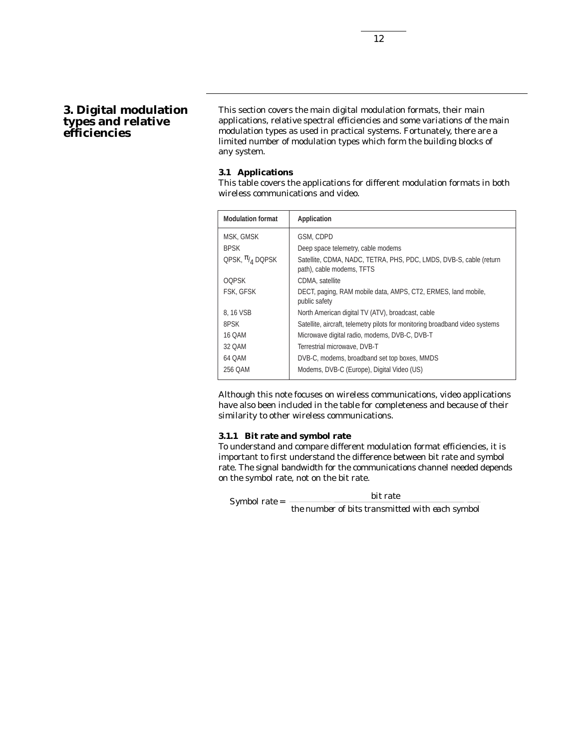# 3. Digital modulation types and relative efficiencies

This section covers the main digital modulation formats, their main applications, relative spectral efficiencies and some variations of the main modulation types as used in practical systems. Fortunately, there are a limited number of modulation types which form the building blocks of any system.

### 3.1 Applications

This table covers the applications for different modulation formats in both wireless communications and video.

| Modulation format | Application |
|---|---|
| MSK, GMSK | GSM, CDPD |
| BPSK | Deep space telemetry, cable modems |
| QPSK, $\pi/4$ DQPSK | Satellite, CDMA, NADC, TETRA, PHS, PDC, LMDS, DVB-S, cable (return path), cable modems, TFTS |
| OQPSK | CDMA, satellite |
| FSK, GFSK | DECT, paging, RAM mobile data, AMPS, CT2, ERMES, land mobile, public safety |
| 8, 16 VSB | North American digital TV (ATV), broadcast, cable |
| 8PSK | Satellite, aircraft, telemetry pilots for monitoring broadband video systems |
| 16 QAM | Microwave digital radio, modems, DVB-C, DVB-T |
| 32 QAM | Terrestrial microwave, DVB-T |
| 64 QAM | DVB-C, modems, broadband set top boxes, MMDS |
| 256 QAM | Modems, DVB-C (Europe), Digital Video (US) |

Although this note focuses on wireless communications, video applications have also been included in the table for completeness and because of their similarity to other wireless communications.

#### 3.1.1 Bit rate and symbol rate

To understand and compare different modulation format efficiencies, it is important to first understand the difference between bit rate and symbol rate. The signal bandwidth for the communications channel needed depends on the symbol rate, not on the bit rate.

$$\text{Symbol rate} = \frac{\text{bit rate}}{\text{the number of bits transmitted with each symbol}}$$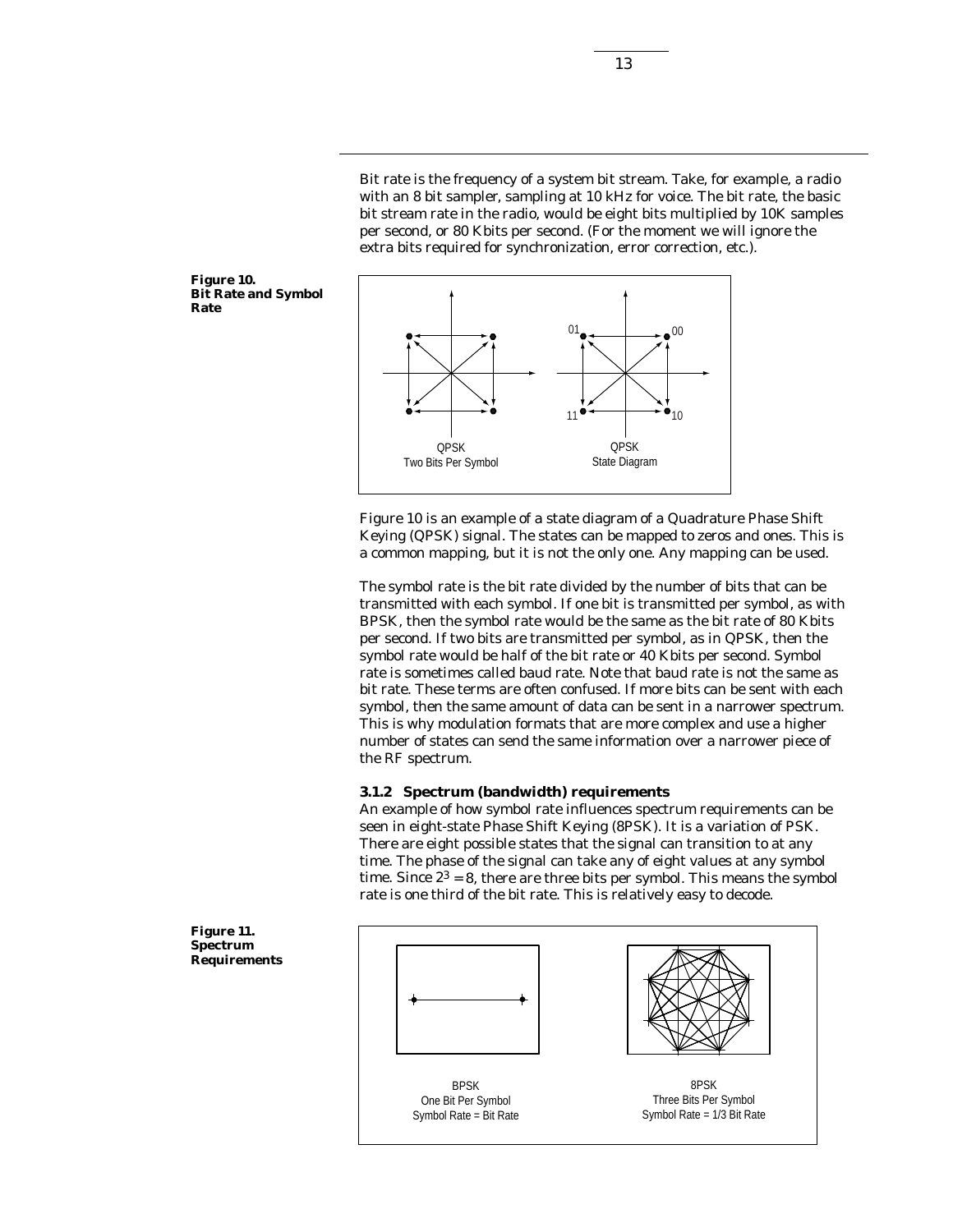Bit rate is the frequency of a system bit stream. Take, for example, a radio with an 8 bit sampler, sampling at 10 kHz for voice. The bit rate, the basic bit stream rate in the radio, would be eight bits multiplied by 10K samples per second, or 80 Kbits per second. (For the moment we will ignore the extra bits required for synchronization, error correction, etc.).

**Figure 10. Bit Rate and Symbol Rate**

Figure 10 is an example of a state diagram of a Quadrature Phase Shift Keying (QPSK) signal. The states can be mapped to zeros and ones. This is a common mapping, but it is not the only one. Any mapping can be used.

The symbol rate is the bit rate divided by the number of bits that can be transmitted with each symbol. If one bit is transmitted per symbol, as with BPSK, then the symbol rate would be the same as the bit rate of 80 Kbits per second. If two bits are transmitted per symbol, as in QPSK, then the symbol rate would be half of the bit rate or 40 Kbits per second. Symbol rate is sometimes called baud rate. Note that baud rate is not the same as bit rate. These terms are often confused. If more bits can be sent with each symbol, then the same amount of data can be sent in a narrower spectrum. This is why modulation formats that are more complex and use a higher number of states can send the same information over a narrower piece of the RF spectrum.

### 3.1.2 Spectrum (bandwidth) requirements

An example of how symbol rate influences spectrum requirements can be seen in eight-state Phase Shift Keying (8PSK). It is a variation of PSK. There are eight possible states that the signal can transition to at any time. The phase of the signal can take any of eight values at any symbol time. Since $2^3 = 8$, there are three bits per symbol. This means the symbol rate is one third of the bit rate. This is relatively easy to decode.

**Figure 11. Spectrum Requirements**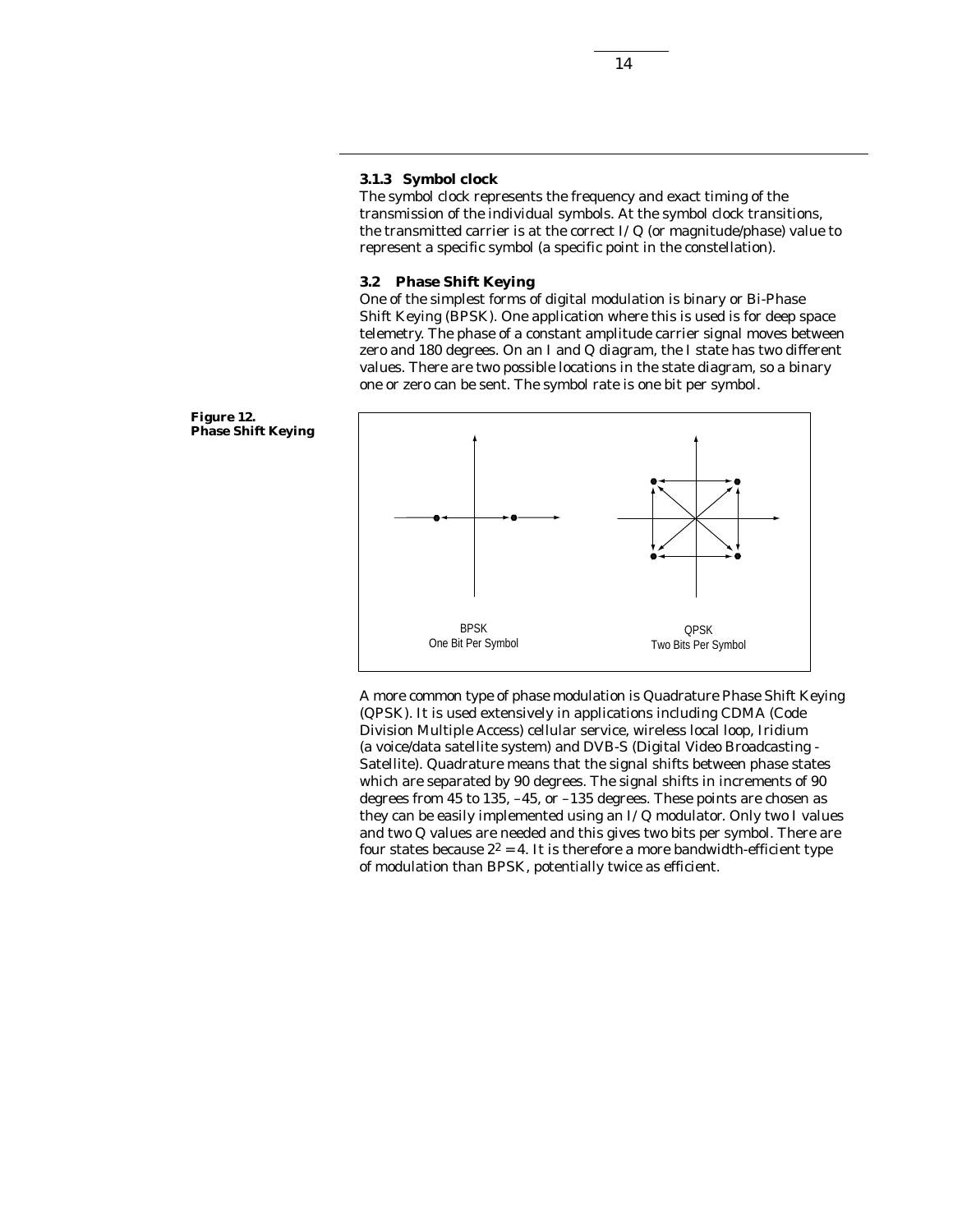### 3.1.3 Symbol clock

The symbol clock represents the frequency and exact timing of the transmission of the individual symbols. At the symbol clock transitions, the transmitted carrier is at the correct I/Q (or magnitude/phase) value to represent a specific symbol (a specific point in the constellation).

## 3.2 Phase Shift Keying

One of the simplest forms of digital modulation is binary or Bi-Phase Shift Keying (BPSK). One application where this is used is for deep space telemetry. The phase of a constant amplitude carrier signal moves between zero and 180 degrees. On an I and Q diagram, the I state has two different values. There are two possible locations in the state diagram, so a binary one or zero can be sent. The symbol rate is one bit per symbol.

**Figure 12. Phase Shift Keying**

BPSK
One Bit Per Symbol

QPSK
Two Bits Per Symbol

A more common type of phase modulation is Quadrature Phase Shift Keying (QPSK). It is used extensively in applications including CDMA (Code Division Multiple Access) cellular service, wireless local loop, Iridium (a voice/data satellite system) and DVB-S (Digital Video Broadcasting - Satellite). Quadrature means that the signal shifts between phase states which are separated by 90 degrees. The signal shifts in increments of 90 degrees from 45 to 135, –45, or –135 degrees. These points are chosen as they can be easily implemented using an I/Q modulator. Only two I values and two Q values are needed and this gives two bits per symbol. There are four states because $2^2 = 4$. It is therefore a more bandwidth-efficient type of modulation than BPSK, potentially twice as efficient.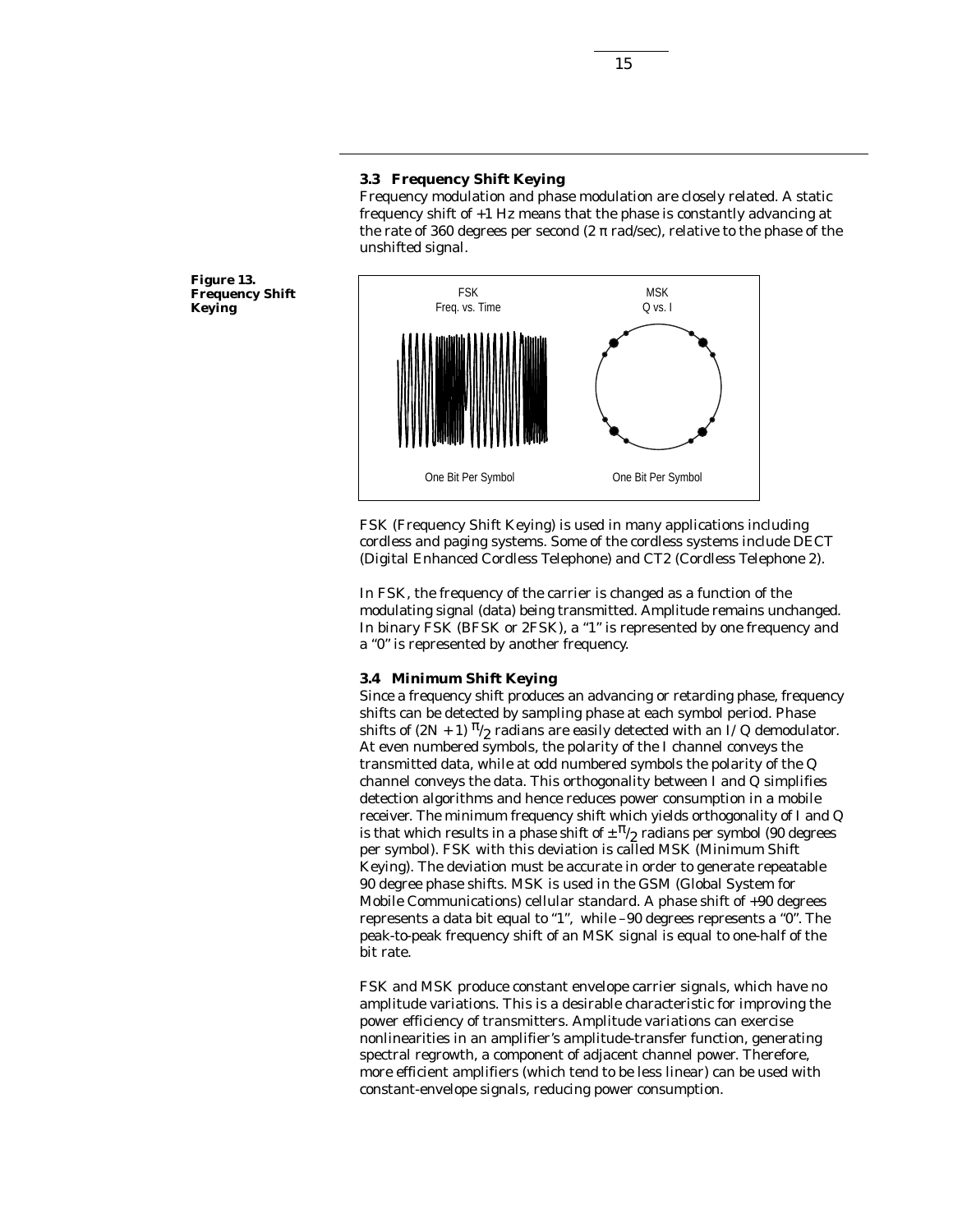### 3.3 Frequency Shift Keying

Frequency modulation and phase modulation are closely related. A static frequency shift of +1 Hz means that the phase is constantly advancing at the rate of 360 degrees per second (2 π rad/sec), relative to the phase of the unshifted signal.

**Figure 13. Frequency Shift Keying**

FSK (Frequency Shift Keying) is used in many applications including cordless and paging systems. Some of the cordless systems include DECT (Digital Enhanced Cordless Telephone) and CT2 (Cordless Telephone 2).

In FSK, the frequency of the carrier is changed as a function of the modulating signal (data) being transmitted. Amplitude remains unchanged. In binary FSK (BFSK or 2FSK), a "1" is represented by one frequency and a "0" is represented by another frequency.

### 3.4 Minimum Shift Keying

Since a frequency shift produces an advancing or retarding phase, frequency shifts can be detected by sampling phase at each symbol period. Phase shifts of $(2N + 1)\, \pi/2$ radians are easily detected with an I/Q demodulator. At even numbered symbols, the polarity of the I channel conveys the transmitted data, while at odd numbered symbols the polarity of the Q channel conveys the data. This orthogonality between I and Q simplifies detection algorithms and hence reduces power consumption in a mobile receiver. The minimum frequency shift which yields orthogonality of I and Q is that which results in a phase shift of $\pm \pi/2$ radians per symbol (90 degrees per symbol). FSK with this deviation is called MSK (Minimum Shift Keying). The deviation must be accurate in order to generate repeatable 90 degree phase shifts. MSK is used in the GSM (Global System for Mobile Communications) cellular standard. A phase shift of +90 degrees represents a data bit equal to "1", while –90 degrees represents a "0". The peak-to-peak frequency shift of an MSK signal is equal to one-half of the bit rate.

FSK and MSK produce constant envelope carrier signals, which have no amplitude variations. This is a desirable characteristic for improving the power efficiency of transmitters. Amplitude variations can exercise nonlinearities in an amplifier's amplitude-transfer function, generating spectral regrowth, a component of adjacent channel power. Therefore, more efficient amplifiers (which tend to be less linear) can be used with constant-envelope signals, reducing power consumption.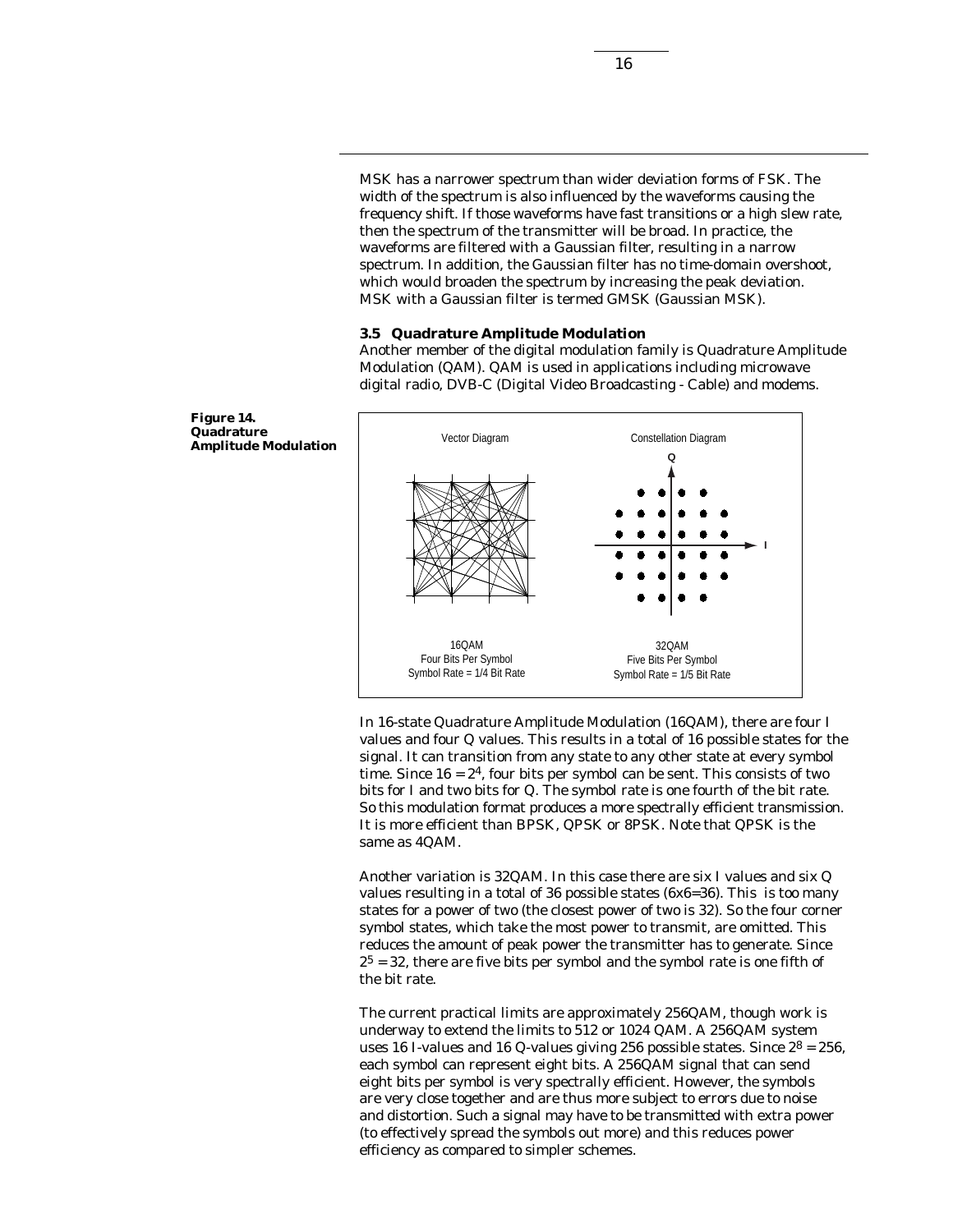MSK has a narrower spectrum than wider deviation forms of FSK. The width of the spectrum is also influenced by the waveforms causing the frequency shift. If those waveforms have fast transitions or a high slew rate, then the spectrum of the transmitter will be broad. In practice, the waveforms are filtered with a Gaussian filter, resulting in a narrow spectrum. In addition, the Gaussian filter has no time-domain overshoot, which would broaden the spectrum by increasing the peak deviation. MSK with a Gaussian filter is termed GMSK (Gaussian MSK).

### 3.5 Quadrature Amplitude Modulation

Another member of the digital modulation family is Quadrature Amplitude Modulation (QAM). QAM is used in applications including microwave digital radio, DVB-C (Digital Video Broadcasting - Cable) and modems.

**Figure 14. Quadrature Amplitude Modulation**

Vector Diagram — 16QAM, Four Bits Per Symbol, Symbol Rate = 1/4 Bit Rate

Constellation Diagram — 32QAM, Five Bits Per Symbol, Symbol Rate = 1/5 Bit Rate

In 16-state Quadrature Amplitude Modulation (16QAM), there are four I values and four Q values. This results in a total of 16 possible states for the signal. It can transition from any state to any other state at every symbol time. Since $16 = 2^4$, four bits per symbol can be sent. This consists of two bits for I and two bits for Q. The symbol rate is one fourth of the bit rate. So this modulation format produces a more spectrally efficient transmission. It is more efficient than BPSK, QPSK or 8PSK. Note that QPSK is the same as 4QAM.

Another variation is 32QAM. In this case there are six I values and six Q values resulting in a total of 36 possible states (6x6=36). This is too many states for a power of two (the closest power of two is 32). So the four corner symbol states, which take the most power to transmit, are omitted. This reduces the amount of peak power the transmitter has to generate. Since $2^5 = 32$, there are five bits per symbol and the symbol rate is one fifth of the bit rate.

The current practical limits are approximately 256QAM, though work is underway to extend the limits to 512 or 1024 QAM. A 256QAM system uses 16 I-values and 16 Q-values giving 256 possible states. Since $2^8 = 256$, each symbol can represent eight bits. A 256QAM signal that can send eight bits per symbol is very spectrally efficient. However, the symbols are very close together and are thus more subject to errors due to noise and distortion. Such a signal may have to be transmitted with extra power (to effectively spread the symbols out more) and this reduces power efficiency as compared to simpler schemes.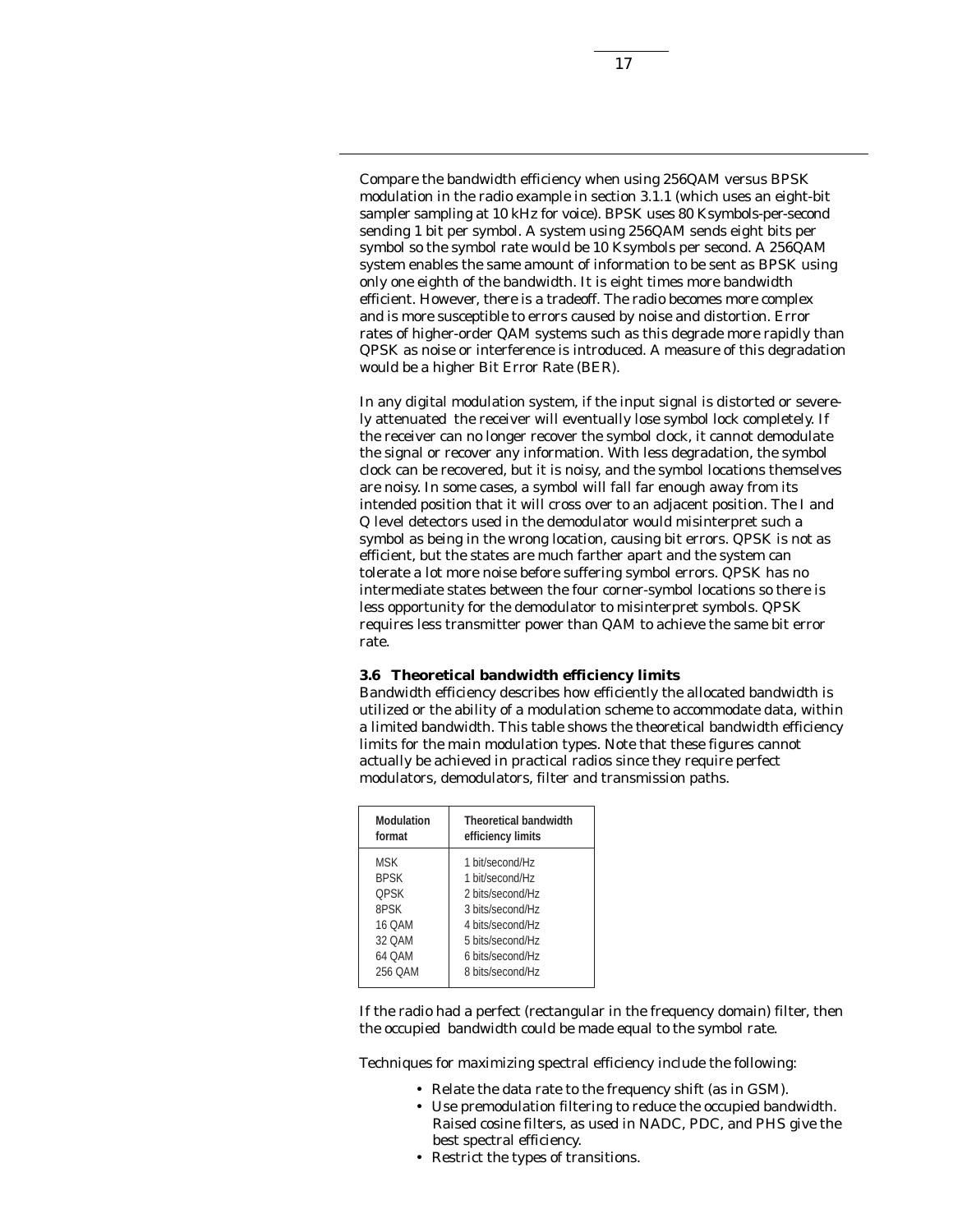Compare the bandwidth efficiency when using 256QAM versus BPSK modulation in the radio example in section 3.1.1 (which uses an eight-bit sampler sampling at 10 kHz for voice). BPSK uses 80 Ksymbols-per-second sending 1 bit per symbol. A system using 256QAM sends eight bits per symbol so the symbol rate would be 10 Ksymbols per second. A 256QAM system enables the same amount of information to be sent as BPSK using only one eighth of the bandwidth. It is eight times more bandwidth efficient. However, there is a tradeoff. The radio becomes more complex and is more susceptible to errors caused by noise and distortion. Error rates of higher-order QAM systems such as this degrade more rapidly than QPSK as noise or interference is introduced. A measure of this degradation would be a higher Bit Error Rate (BER).

In any digital modulation system, if the input signal is distorted or severely attenuated the receiver will eventually lose symbol lock completely. If the receiver can no longer recover the symbol clock, it cannot demodulate the signal or recover any information. With less degradation, the symbol clock can be recovered, but it is noisy, and the symbol locations themselves are noisy. In some cases, a symbol will fall far enough away from its intended position that it will cross over to an adjacent position. The I and Q level detectors used in the demodulator would misinterpret such a symbol as being in the wrong location, causing bit errors. QPSK is not as efficient, but the states are much farther apart and the system can tolerate a lot more noise before suffering symbol errors. QPSK has no intermediate states between the four corner-symbol locations so there is less opportunity for the demodulator to misinterpret symbols. QPSK requires less transmitter power than QAM to achieve the same bit error rate.

### 3.6 Theoretical bandwidth efficiency limits

Bandwidth efficiency describes how efficiently the allocated bandwidth is utilized or the ability of a modulation scheme to accommodate data, within a limited bandwidth. This table shows the theoretical bandwidth efficiency limits for the main modulation types. Note that these figures cannot actually be achieved in practical radios since they require perfect modulators, demodulators, filter and transmission paths.

| Modulation format | Theoretical bandwidth efficiency limits |
|---|---|
| MSK | 1 bit/second/Hz |
| BPSK | 1 bit/second/Hz |
| QPSK | 2 bits/second/Hz |
| 8PSK | 3 bits/second/Hz |
| 16 QAM | 4 bits/second/Hz |
| 32 QAM | 5 bits/second/Hz |
| 64 QAM | 6 bits/second/Hz |
| 256 QAM | 8 bits/second/Hz |

If the radio had a perfect (rectangular in the frequency domain) filter, then the occupied bandwidth could be made equal to the symbol rate.

Techniques for maximizing spectral efficiency include the following:

- Relate the data rate to the frequency shift (as in GSM).
- Use premodulation filtering to reduce the occupied bandwidth. Raised cosine filters, as used in NADC, PDC, and PHS give the best spectral efficiency.
- Restrict the types of transitions.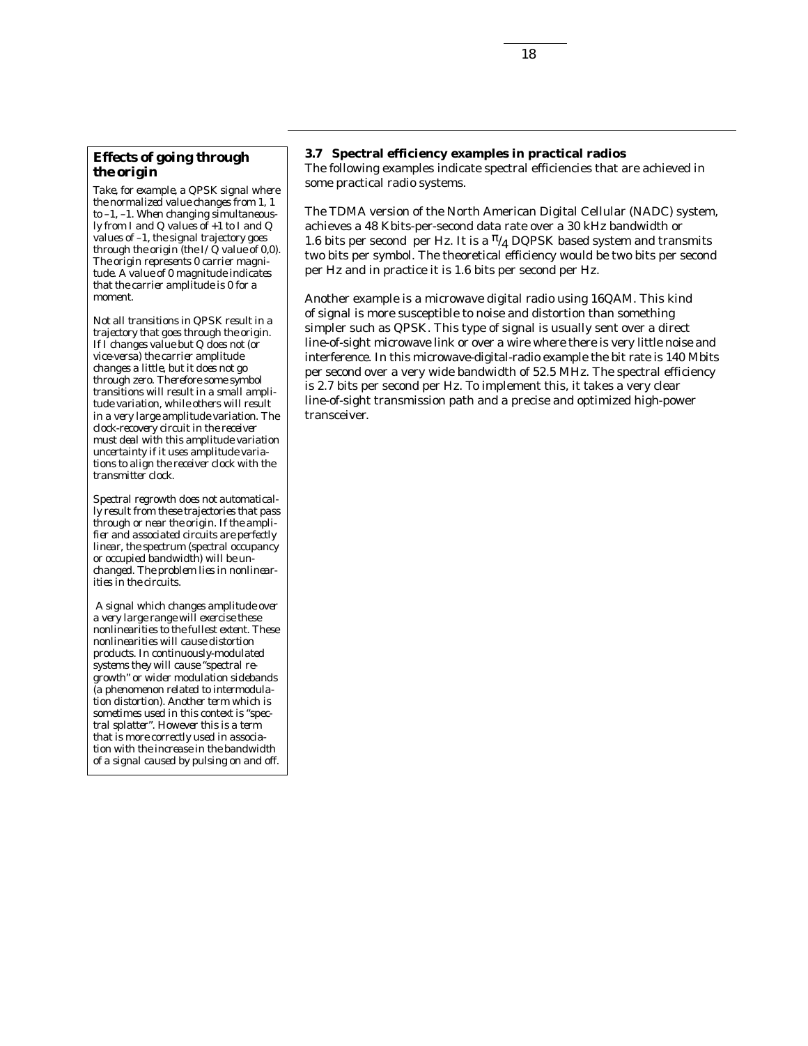### Effects of going through the origin

*Take, for example, a QPSK signal where the normalized value changes from 1, 1 to –1, –1. When changing simultaneously from I and Q values of +1 to I and Q values of –1, the signal trajectory goes through the origin (the I/Q value of 0,0). The origin represents 0 carrier magnitude. A value of 0 magnitude indicates that the carrier amplitude is 0 for a moment.*

*Not all transitions in QPSK result in a trajectory that goes through the origin. If I changes value but Q does not (or vice-versa) the carrier amplitude changes a little, but it does not go through zero. Therefore some symbol transitions will result in a small amplitude variation, while others will result in a very large amplitude variation. The clock-recovery circuit in the receiver must deal with this amplitude variation uncertainty if it uses amplitude variations to align the receiver clock with the transmitter clock.*

*Spectral regrowth does not automatically result from these trajectories that pass through or near the origin. If the amplifier and associated circuits are perfectly linear, the spectrum (spectral occupancy or occupied bandwidth) will be unchanged. The problem lies in nonlinearities in the circuits.*

*A signal which changes amplitude over a very large range will exercise these nonlinearities to the fullest extent. These nonlinearities will cause distortion products. In continuously-modulated systems they will cause "spectral regrowth" or wider modulation sidebands (a phenomenon related to intermodulation distortion). Another term which is sometimes used in this context is "spectral splatter". However this is a term that is more correctly used in association with the increase in the bandwidth of a signal caused by pulsing on and off.*

### 3.7 Spectral efficiency examples in practical radios

The following examples indicate spectral efficiencies that are achieved in some practical radio systems.

The TDMA version of the North American Digital Cellular (NADC) system, achieves a 48 Kbits-per-second data rate over a 30 kHz bandwidth or 1.6 bits per second per Hz. It is a $\pi/4$ DQPSK based system and transmits two bits per symbol. The theoretical efficiency would be two bits per second per Hz and in practice it is 1.6 bits per second per Hz.

Another example is a microwave digital radio using 16QAM. This kind of signal is more susceptible to noise and distortion than something simpler such as QPSK. This type of signal is usually sent over a direct line-of-sight microwave link or over a wire where there is very little noise and interference. In this microwave-digital-radio example the bit rate is 140 Mbits per second over a very wide bandwidth of 52.5 MHz. The spectral efficiency is 2.7 bits per second per Hz. To implement this, it takes a very clear line-of-sight transmission path and a precise and optimized high-power transceiver.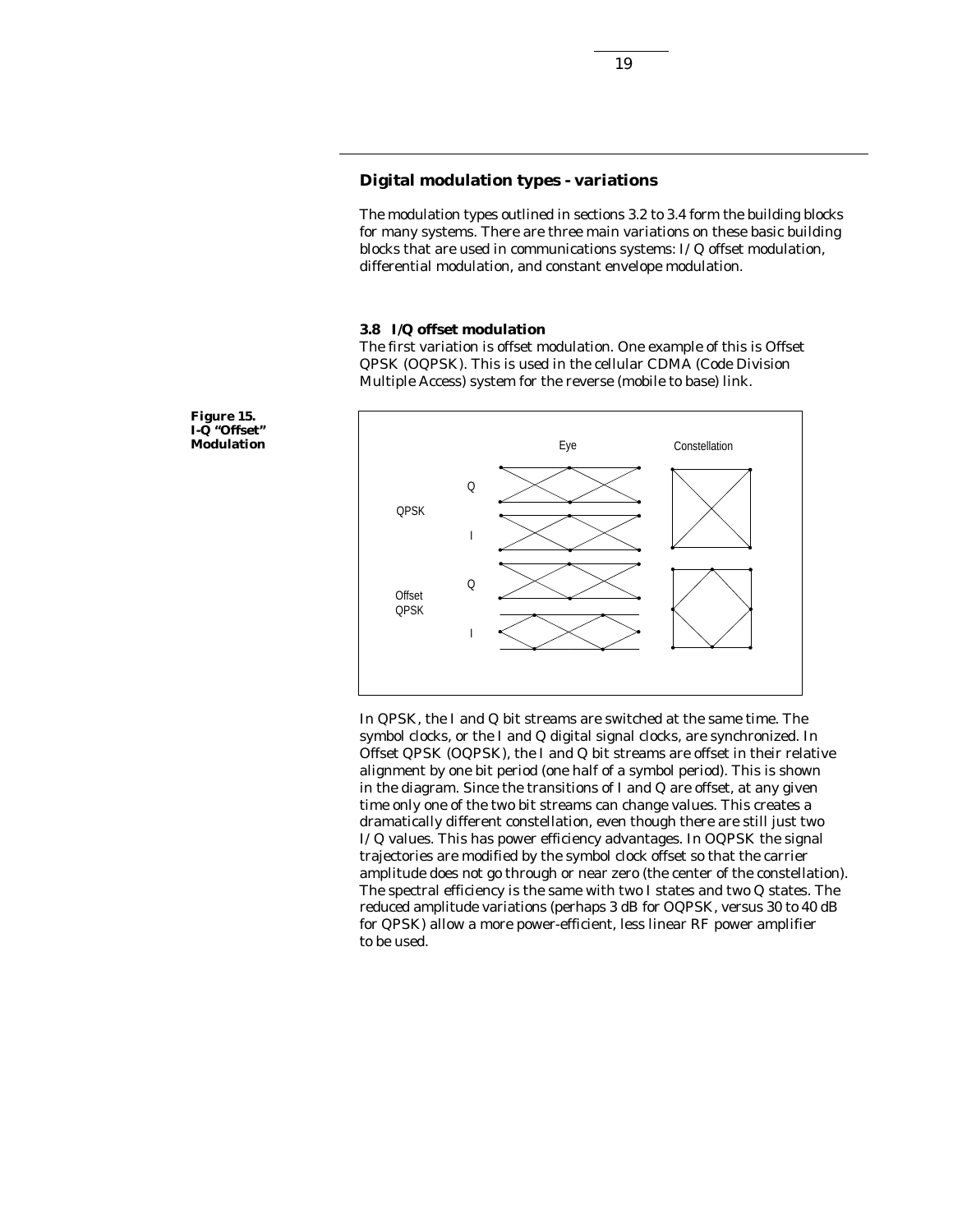## Digital modulation types - variations

The modulation types outlined in sections 3.2 to 3.4 form the building blocks for many systems. There are three main variations on these basic building blocks that are used in communications systems: I/Q offset modulation, differential modulation, and constant envelope modulation.

### 3.8 I/Q offset modulation

The first variation is offset modulation. One example of this is Offset QPSK (OQPSK). This is used in the cellular CDMA (Code Division Multiple Access) system for the reverse (mobile to base) link.

**Figure 15. I-Q "Offset" Modulation**

In QPSK, the I and Q bit streams are switched at the same time. The symbol clocks, or the I and Q digital signal clocks, are synchronized. In Offset QPSK (OQPSK), the I and Q bit streams are offset in their relative alignment by one bit period (one half of a symbol period). This is shown in the diagram. Since the transitions of I and Q are offset, at any given time only one of the two bit streams can change values. This creates a dramatically different constellation, even though there are still just two I/Q values. This has power efficiency advantages. In OQPSK the signal trajectories are modified by the symbol clock offset so that the carrier amplitude does not go through or near zero (the center of the constellation). The spectral efficiency is the same with two I states and two Q states. The reduced amplitude variations (perhaps 3 dB for OQPSK, versus 30 to 40 dB for QPSK) allow a more power-efficient, less linear RF power amplifier to be used.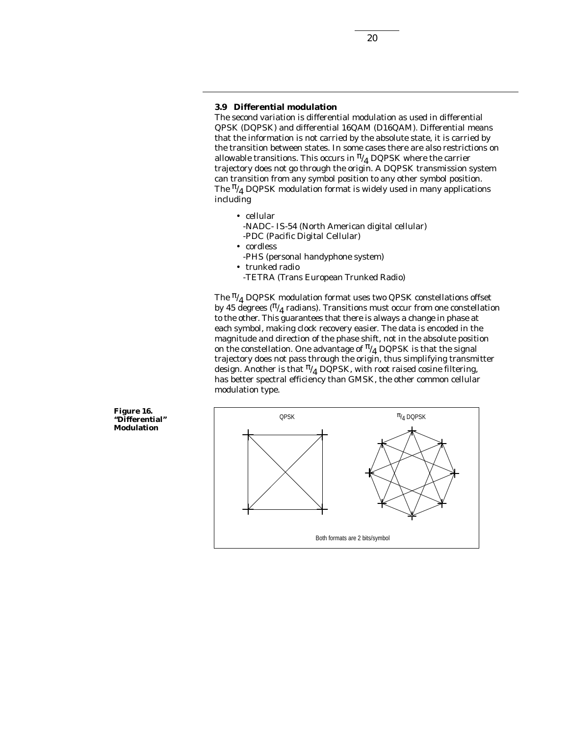### 3.9 Differential modulation

The second variation is differential modulation as used in differential QPSK (DQPSK) and differential 16QAM (D16QAM). Differential means that the information is not carried by the absolute state, it is carried by the transition between states. In some cases there are also restrictions on allowable transitions. This occurs in $\pi/4$ DQPSK where the carrier trajectory does not go through the origin. A DQPSK transmission system can transition from any symbol position to any other symbol position. The $\pi/4$ DQPSK modulation format is widely used in many applications including

- cellular
  - -NADC- IS-54 (North American digital cellular)
  - -PDC (Pacific Digital Cellular)
- cordless
  - -PHS (personal handyphone system)
- trunked radio
  - -TETRA (Trans European Trunked Radio)

The $\pi/4$ DQPSK modulation format uses two QPSK constellations offset by 45 degrees ($\pi/4$ radians). Transitions must occur from one constellation to the other. This guarantees that there is always a change in phase at each symbol, making clock recovery easier. The data is encoded in the magnitude and direction of the phase shift, not in the absolute position on the constellation. One advantage of $\pi/4$ DQPSK is that the signal trajectory does not pass through the origin, thus simplifying transmitter design. Another is that $\pi/4$ DQPSK, with root raised cosine filtering, has better spectral efficiency than GMSK, the other common cellular modulation type.

**Figure 16. "Differential" Modulation**

QPSK — $\pi/4$ DQPSK

Both formats are 2 bits/symbol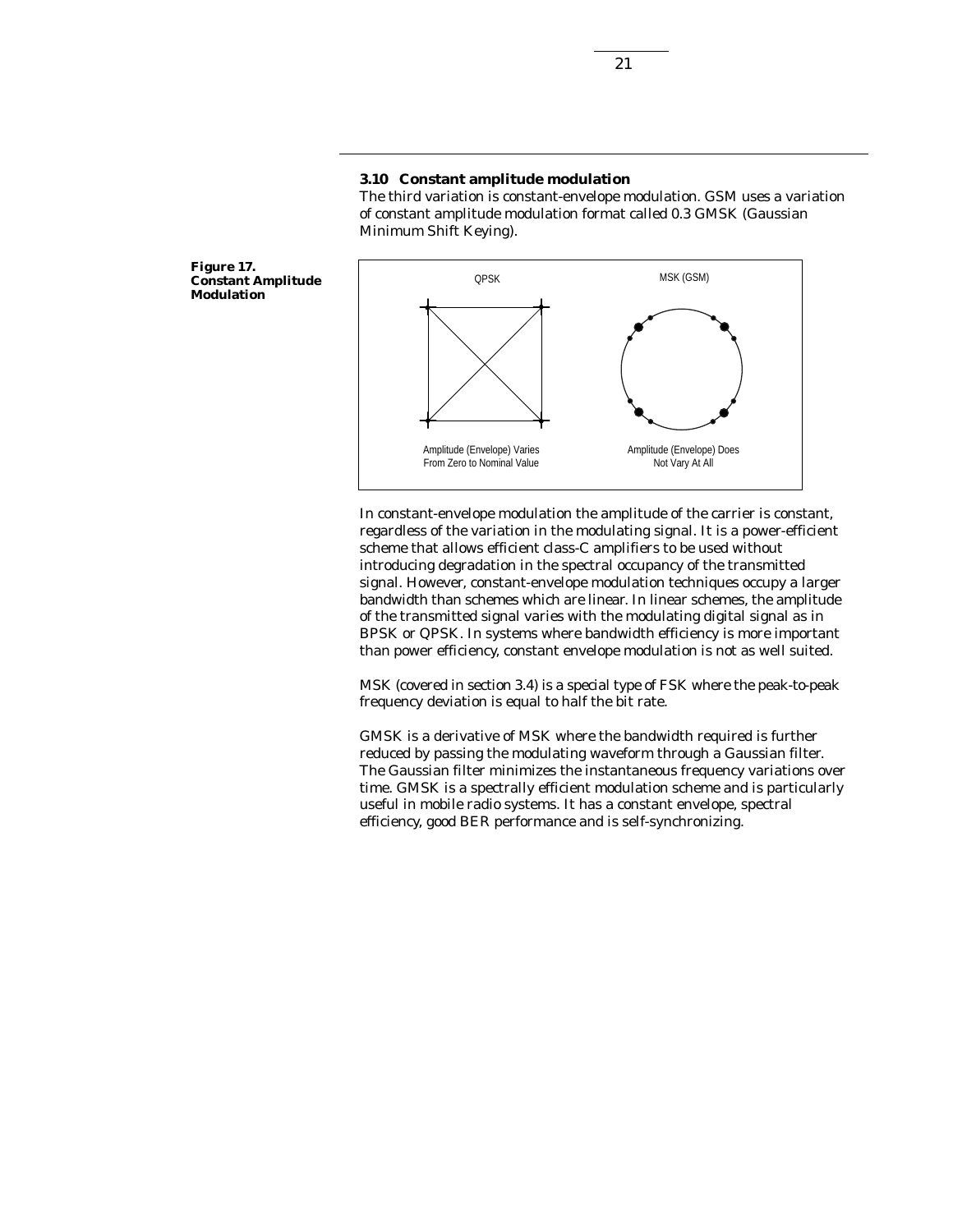### 3.10 Constant amplitude modulation

The third variation is constant-envelope modulation. GSM uses a variation of constant amplitude modulation format called 0.3 GMSK (Gaussian Minimum Shift Keying).

**Figure 17. Constant Amplitude Modulation**

In constant-envelope modulation the amplitude of the carrier is constant, regardless of the variation in the modulating signal. It is a power-efficient scheme that allows efficient class-C amplifiers to be used without introducing degradation in the spectral occupancy of the transmitted signal. However, constant-envelope modulation techniques occupy a larger bandwidth than schemes which are linear. In linear schemes, the amplitude of the transmitted signal varies with the modulating digital signal as in BPSK or QPSK. In systems where bandwidth efficiency is more important than power efficiency, constant envelope modulation is not as well suited.

MSK (covered in section 3.4) is a special type of FSK where the peak-to-peak frequency deviation is equal to half the bit rate.

GMSK is a derivative of MSK where the bandwidth required is further reduced by passing the modulating waveform through a Gaussian filter. The Gaussian filter minimizes the instantaneous frequency variations over time. GMSK is a spectrally efficient modulation scheme and is particularly useful in mobile radio systems. It has a constant envelope, spectral efficiency, good BER performance and is self-synchronizing.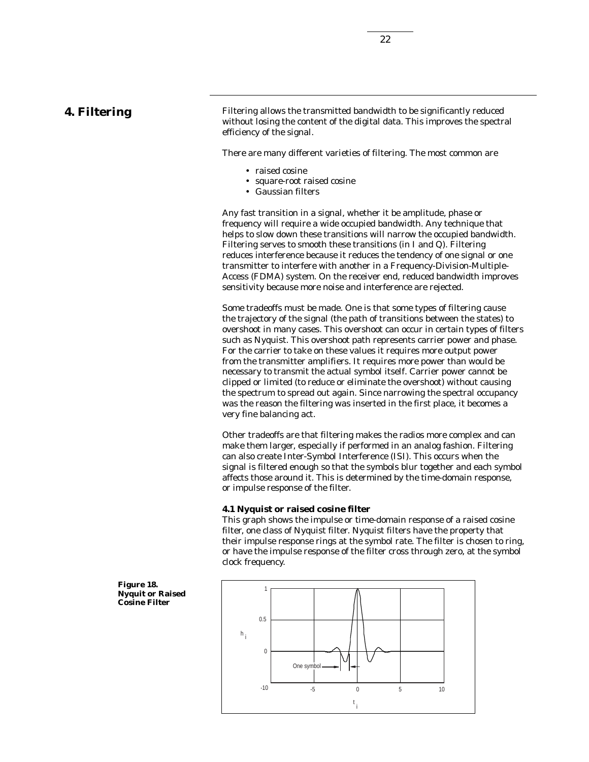# 4. Filtering

Filtering allows the transmitted bandwidth to be significantly reduced without losing the content of the digital data. This improves the spectral efficiency of the signal.

There are many different varieties of filtering. The most common are

- raised cosine
- square-root raised cosine
- Gaussian filters

Any fast transition in a signal, whether it be amplitude, phase or frequency will require a wide occupied bandwidth. Any technique that helps to slow down these transitions will narrow the occupied bandwidth. Filtering serves to smooth these transitions (in I and Q). Filtering reduces interference because it reduces the tendency of one signal or one transmitter to interfere with another in a Frequency-Division-Multiple-Access (FDMA) system. On the receiver end, reduced bandwidth improves sensitivity because more noise and interference are rejected.

Some tradeoffs must be made. One is that some types of filtering cause the trajectory of the signal (the path of transitions between the states) to overshoot in many cases. This overshoot can occur in certain types of filters such as Nyquist. This overshoot path represents carrier power and phase. For the carrier to take on these values it requires more output power from the transmitter amplifiers. It requires more power than would be necessary to transmit the actual symbol itself. Carrier power cannot be clipped or limited (to reduce or eliminate the overshoot) without causing the spectrum to spread out again. Since narrowing the spectral occupancy was the reason the filtering was inserted in the first place, it becomes a very fine balancing act.

Other tradeoffs are that filtering makes the radios more complex and can make them larger, especially if performed in an analog fashion. Filtering can also create Inter-Symbol Interference (ISI). This occurs when the signal is filtered enough so that the symbols blur together and each symbol affects those around it. This is determined by the time-domain response, or impulse response of the filter.

**4.1 Nyquist or raised cosine filter**

This graph shows the impulse or time-domain response of a raised cosine filter, one class of Nyquist filter. Nyquist filters have the property that their impulse response rings at the symbol rate. The filter is chosen to ring, or have the impulse response of the filter cross through zero, at the symbol clock frequency.

**Figure 18. Nyquit or Raised Cosine Filter**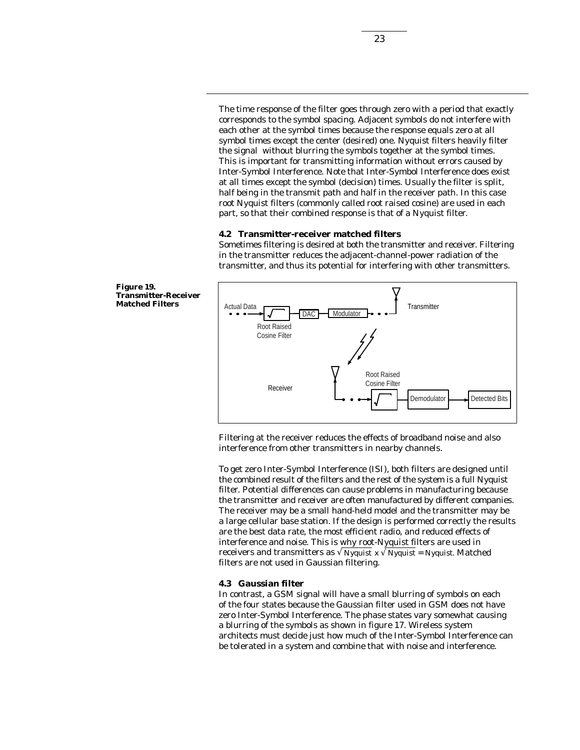The time response of the filter goes through zero with a period that exactly corresponds to the symbol spacing. Adjacent symbols do not interfere with each other at the symbol times because the response equals zero at all symbol times except the center (desired) one. Nyquist filters heavily filter the signal without blurring the symbols together at the symbol times. This is important for transmitting information without errors caused by Inter-Symbol Interference. Note that Inter-Symbol Interference does exist at all times except the symbol (decision) times. Usually the filter is split, half being in the transmit path and half in the receiver path. In this case root Nyquist filters (commonly called root raised cosine) are used in each part, so that their combined response is that of a Nyquist filter.

### 4.2 Transmitter-receiver matched filters

Sometimes filtering is desired at both the transmitter and receiver. Filtering in the transmitter reduces the adjacent-channel-power radiation of the transmitter, and thus its potential for interfering with other transmitters.

**Figure 19. Transmitter-Receiver Matched Filters**

Filtering at the receiver reduces the effects of broadband noise and also interference from other transmitters in nearby channels.

To get zero Inter-Symbol Interference (ISI), both filters are designed until the combined result of the filters and the rest of the system is a full Nyquist filter. Potential differences can cause problems in manufacturing because the transmitter and receiver are often manufactured by different companies. The receiver may be a small hand-held model and the transmitter may be a large cellular base station. If the design is performed correctly the results are the best data rate, the most efficient radio, and reduced effects of interference and noise. This is why root-Nyquist filters are used in receivers and transmitters as $\sqrt{\text{Nyquist}} \times \sqrt{\text{Nyquist}} = \text{Nyquist}$. Matched filters are not used in Gaussian filtering.

### 4.3 Gaussian filter

In contrast, a GSM signal will have a small blurring of symbols on each of the four states because the Gaussian filter used in GSM does not have zero Inter-Symbol Interference. The phase states vary somewhat causing a blurring of the symbols as shown in figure 17. Wireless system architects must decide just how much of the Inter-Symbol Interference can be tolerated in a system and combine that with noise and interference.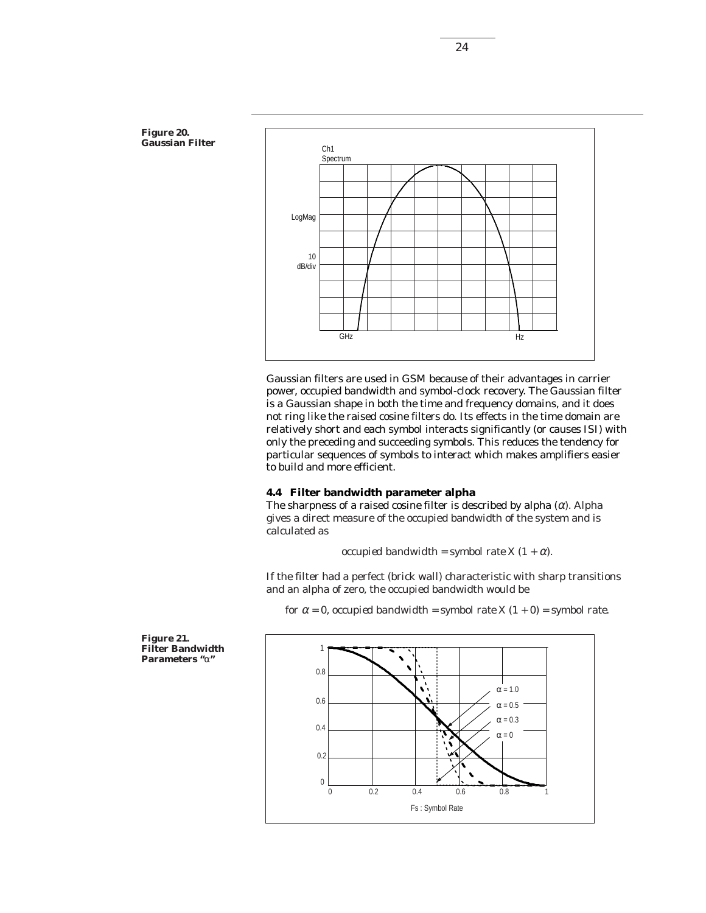**Figure 20. Gaussian Filter**

Gaussian filters are used in GSM because of their advantages in carrier power, occupied bandwidth and symbol-clock recovery. The Gaussian filter is a Gaussian shape in both the time and frequency domains, and it does not ring like the raised cosine filters do. Its effects in the time domain are relatively short and each symbol interacts significantly (or causes ISI) with only the preceding and succeeding symbols. This reduces the tendency for particular sequences of symbols to interact which makes amplifiers easier to build and more efficient.

### 4.4 Filter bandwidth parameter alpha

The sharpness of a raised cosine filter is described by alpha ($\alpha$). Alpha gives a direct measure of the occupied bandwidth of the system and is calculated as

$$\text{occupied bandwidth} = \text{symbol rate X } (1 + \alpha).$$

If the filter had a perfect (brick wall) characteristic with sharp transitions and an alpha of zero, the occupied bandwidth would be

$$\text{for } \alpha = 0, \text{ occupied bandwidth} = \text{symbol rate X } (1 + 0) = \text{symbol rate.}$$

**Figure 21. Filter Bandwidth Parameters "$\alpha$"**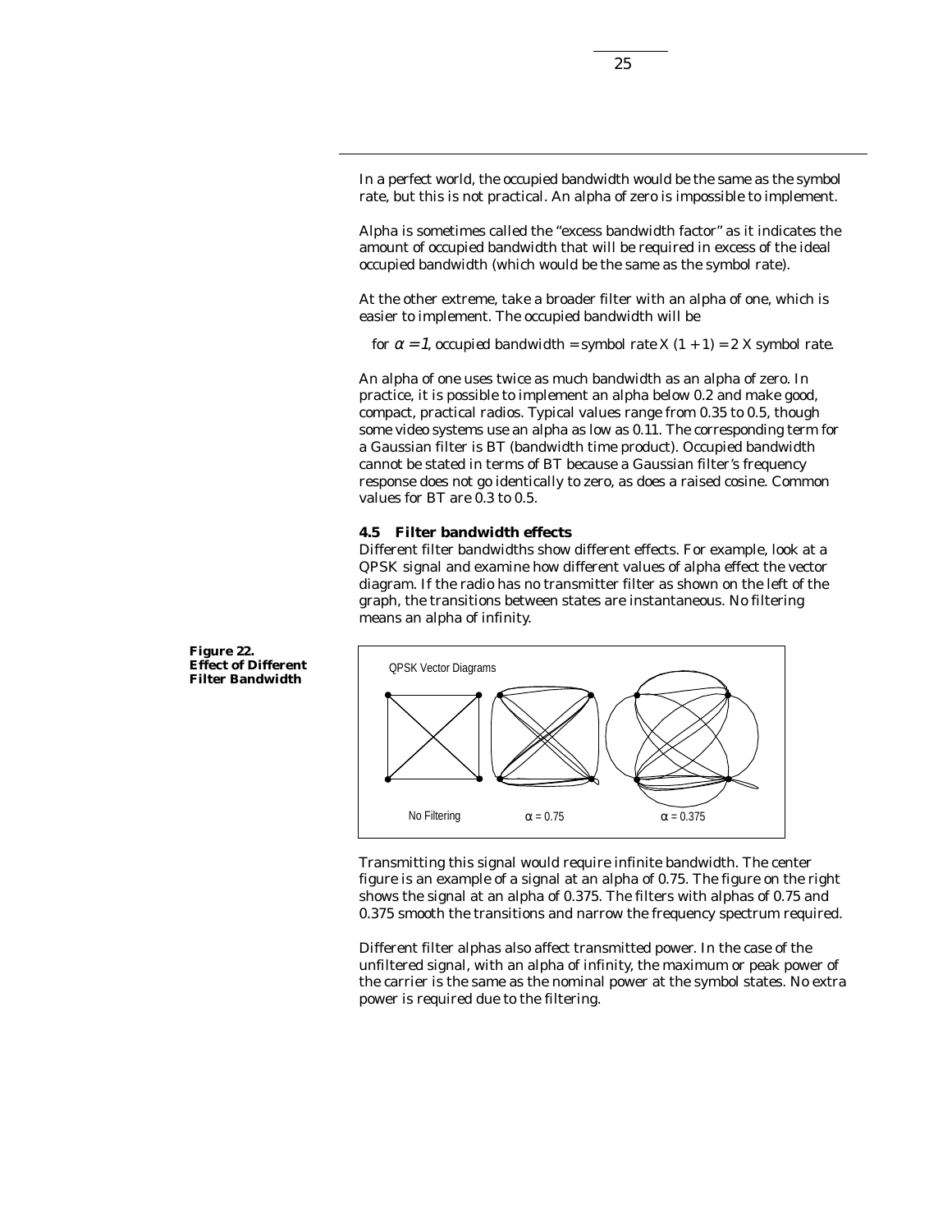In a perfect world, the occupied bandwidth would be the same as the symbol rate, but this is not practical. An alpha of zero is impossible to implement.

Alpha is sometimes called the "excess bandwidth factor" as it indicates the amount of occupied bandwidth that will be required in excess of the ideal occupied bandwidth (which would be the same as the symbol rate).

At the other extreme, take a broader filter with an alpha of one, which is easier to implement. The occupied bandwidth will be

for $\alpha = 1$, occupied bandwidth = symbol rate X (1 + 1) = 2 X symbol rate.

An alpha of one uses twice as much bandwidth as an alpha of zero. In practice, it is possible to implement an alpha below 0.2 and make good, compact, practical radios. Typical values range from 0.35 to 0.5, though some video systems use an alpha as low as 0.11. The corresponding term for a Gaussian filter is BT (bandwidth time product). Occupied bandwidth cannot be stated in terms of BT because a Gaussian filter's frequency response does not go identically to zero, as does a raised cosine. Common values for BT are 0.3 to 0.5.

### 4.5 Filter bandwidth effects

Different filter bandwidths show different effects. For example, look at a QPSK signal and examine how different values of alpha effect the vector diagram. If the radio has no transmitter filter as shown on the left of the graph, the transitions between states are instantaneous. No filtering means an alpha of infinity.

**Figure 22. Effect of Different Filter Bandwidth**

Transmitting this signal would require infinite bandwidth. The center figure is an example of a signal at an alpha of 0.75. The figure on the right shows the signal at an alpha of 0.375. The filters with alphas of 0.75 and 0.375 smooth the transitions and narrow the frequency spectrum required.

Different filter alphas also affect transmitted power. In the case of the unfiltered signal, with an alpha of infinity, the maximum or peak power of the carrier is the same as the nominal power at the symbol states. No extra power is required due to the filtering.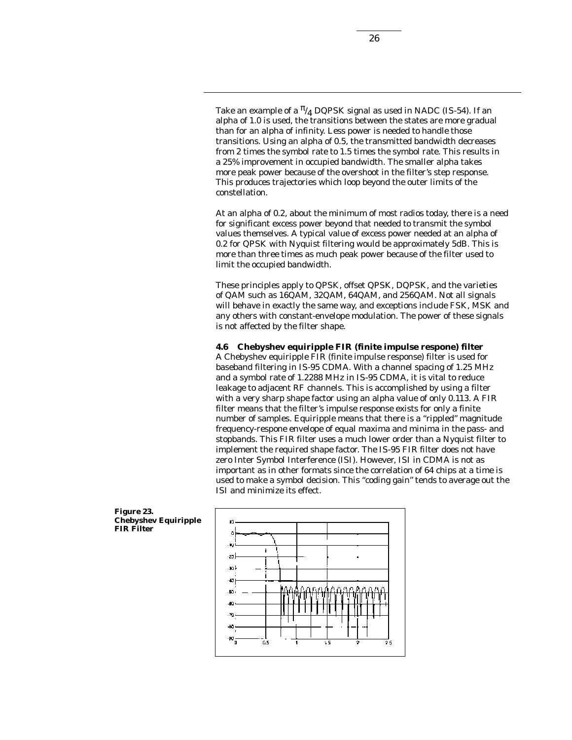Take an example of a $\pi/4$ DQPSK signal as used in NADC (IS-54). If an alpha of 1.0 is used, the transitions between the states are more gradual than for an alpha of infinity. Less power is needed to handle those transitions. Using an alpha of 0.5, the transmitted bandwidth decreases from 2 times the symbol rate to 1.5 times the symbol rate. This results in a 25% improvement in occupied bandwidth. The smaller alpha takes more peak power because of the overshoot in the filter's step response. This produces trajectories which loop beyond the outer limits of the constellation.

At an alpha of 0.2, about the minimum of most radios today, there is a need for significant excess power beyond that needed to transmit the symbol values themselves. A typical value of excess power needed at an alpha of 0.2 for QPSK with Nyquist filtering would be approximately 5dB. This is more than three times as much peak power because of the filter used to limit the occupied bandwidth.

These principles apply to QPSK, offset QPSK, DQPSK, and the varieties of QAM such as 16QAM, 32QAM, 64QAM, and 256QAM. Not all signals will behave in exactly the same way, and exceptions include FSK, MSK and any others with constant-envelope modulation. The power of these signals is not affected by the filter shape.

### 4.6 Chebyshev equiripple FIR (finite impulse respone) filter

A Chebyshev equiripple FIR (finite impulse response) filter is used for baseband filtering in IS-95 CDMA. With a channel spacing of 1.25 MHz and a symbol rate of 1.2288 MHz in IS-95 CDMA, it is vital to reduce leakage to adjacent RF channels. This is accomplished by using a filter with a very sharp shape factor using an alpha value of only 0.113. A FIR filter means that the filter's impulse response exists for only a finite number of samples. Equiripple means that there is a "rippled" magnitude frequency-respone envelope of equal maxima and minima in the pass- and stopbands. This FIR filter uses a much lower order than a Nyquist filter to implement the required shape factor. The IS-95 FIR filter does not have zero Inter Symbol Interference (ISI). However, ISI in CDMA is not as important as in other formats since the correlation of 64 chips at a time is used to make a symbol decision. This "coding gain" tends to average out the ISI and minimize its effect.

**Figure 23. Chebyshev Equiripple FIR Filter**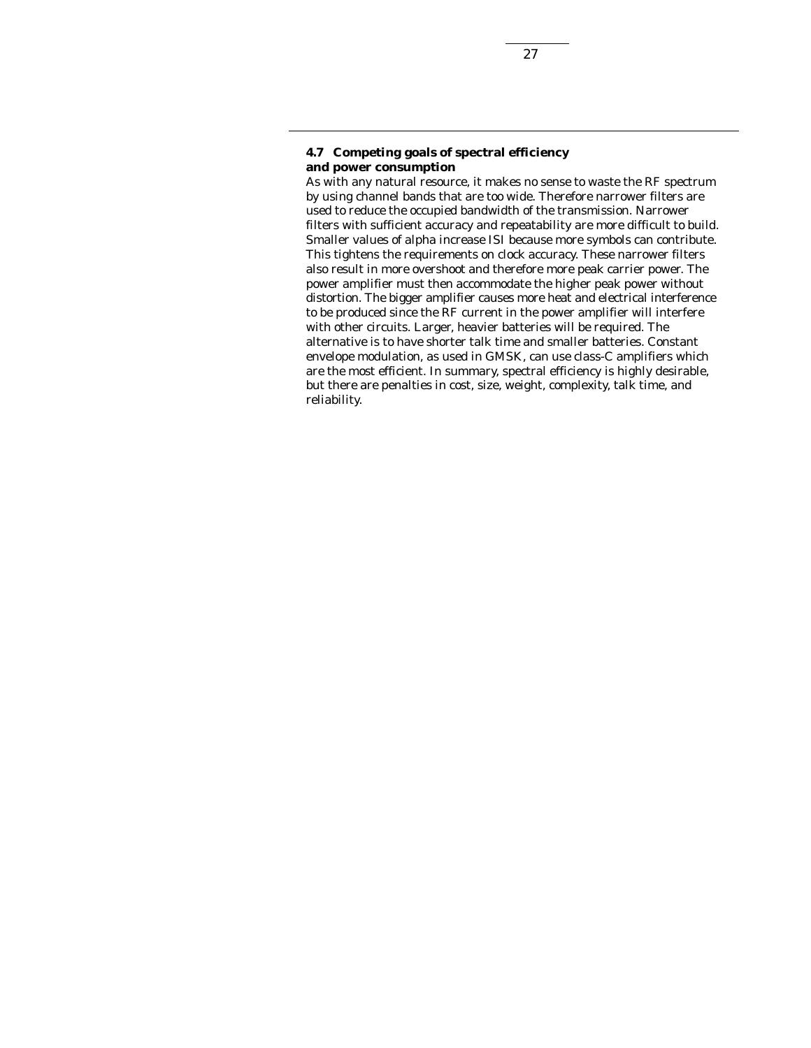### 4.7 Competing goals of spectral efficiency and power consumption

As with any natural resource, it makes no sense to waste the RF spectrum by using channel bands that are too wide. Therefore narrower filters are used to reduce the occupied bandwidth of the transmission. Narrower filters with sufficient accuracy and repeatability are more difficult to build. Smaller values of alpha increase ISI because more symbols can contribute. This tightens the requirements on clock accuracy. These narrower filters also result in more overshoot and therefore more peak carrier power. The power amplifier must then accommodate the higher peak power without distortion. The bigger amplifier causes more heat and electrical interference to be produced since the RF current in the power amplifier will interfere with other circuits. Larger, heavier batteries will be required. The alternative is to have shorter talk time and smaller batteries. Constant envelope modulation, as used in GMSK, can use class-C amplifiers which are the most efficient. In summary, spectral efficiency is highly desirable, but there are penalties in cost, size, weight, complexity, talk time, and reliability.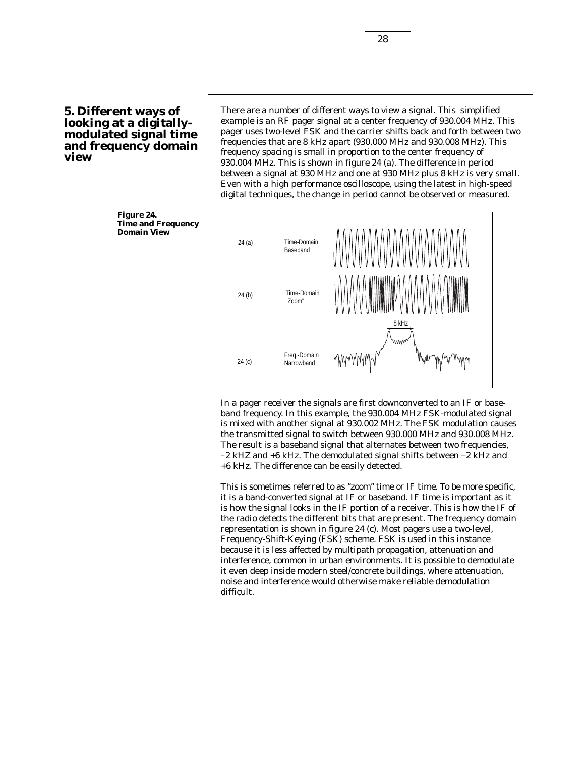## 5. Different ways of looking at a digitally-modulated signal time and frequency domain view

There are a number of different ways to view a signal. This simplified example is an RF pager signal at a center frequency of 930.004 MHz. This pager uses two-level FSK and the carrier shifts back and forth between two frequencies that are 8 kHz apart (930.000 MHz and 930.008 MHz). This frequency spacing is small in proportion to the center frequency of 930.004 MHz. This is shown in figure 24 (a). The difference in period between a signal at 930 MHz and one at 930 MHz plus 8 kHz is very small. Even with a high performance oscilloscope, using the latest in high-speed digital techniques, the change in period cannot be observed or measured.

**Figure 24. Time and Frequency Domain View**

24 (a) Time-Domain Baseband

24 (b) Time-Domain "Zoom"

24 (c) Freq.-Domain Narrowband

8 kHz

In a pager receiver the signals are first downconverted to an IF or baseband frequency. In this example, the 930.004 MHz FSK-modulated signal is mixed with another signal at 930.002 MHz. The FSK modulation causes the transmitted signal to switch between 930.000 MHz and 930.008 MHz. The result is a baseband signal that alternates between two frequencies, –2 kHZ and +6 kHz. The demodulated signal shifts between –2 kHz and +6 kHz. The difference can be easily detected.

This is sometimes referred to as "zoom" time or IF time. To be more specific, it is a band-converted signal at IF or baseband. IF time is important as it is how the signal looks in the IF portion of a receiver. This is how the IF of the radio detects the different bits that are present. The frequency domain representation is shown in figure 24 (c). Most pagers use a two-level, Frequency-Shift-Keying (FSK) scheme. FSK is used in this instance because it is less affected by multipath propagation, attenuation and interference, common in urban environments. It is possible to demodulate it even deep inside modern steel/concrete buildings, where attenuation, noise and interference would otherwise make reliable demodulation difficult.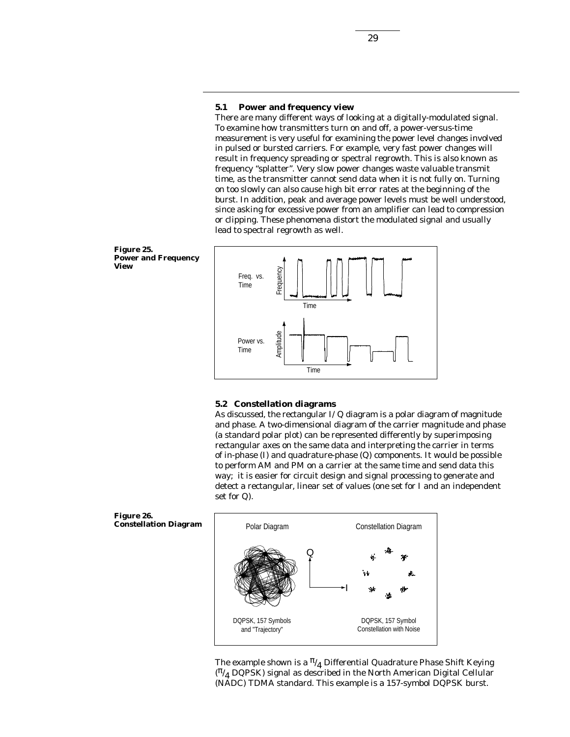### 5.1 Power and frequency view

There are many different ways of looking at a digitally-modulated signal. To examine how transmitters turn on and off, a power-versus-time measurement is very useful for examining the power level changes involved in pulsed or bursted carriers. For example, very fast power changes will result in frequency spreading or spectral regrowth. This is also known as frequency "splatter". Very slow power changes waste valuable transmit time, as the transmitter cannot send data when it is not fully on. Turning on too slowly can also cause high bit error rates at the beginning of the burst. In addition, peak and average power levels must be well understood, since asking for excessive power from an amplifier can lead to compression or clipping. These phenomena distort the modulated signal and usually lead to spectral regrowth as well.

**Figure 25. Power and Frequency View**

### 5.2 Constellation diagrams

As discussed, the rectangular I/Q diagram is a polar diagram of magnitude and phase. A two-dimensional diagram of the carrier magnitude and phase (a standard polar plot) can be represented differently by superimposing rectangular axes on the same data and interpreting the carrier in terms of in-phase (I) and quadrature-phase (Q) components. It would be possible to perform AM and PM on a carrier at the same time and send data this way; it is easier for circuit design and signal processing to generate and detect a rectangular, linear set of values (one set for I and an independent set for Q).

**Figure 26. Constellation Diagram**

The example shown is a $\pi/4$ Differential Quadrature Phase Shift Keying ($\pi/4$ DQPSK) signal as described in the North American Digital Cellular (NADC) TDMA standard. This example is a 157-symbol DQPSK burst.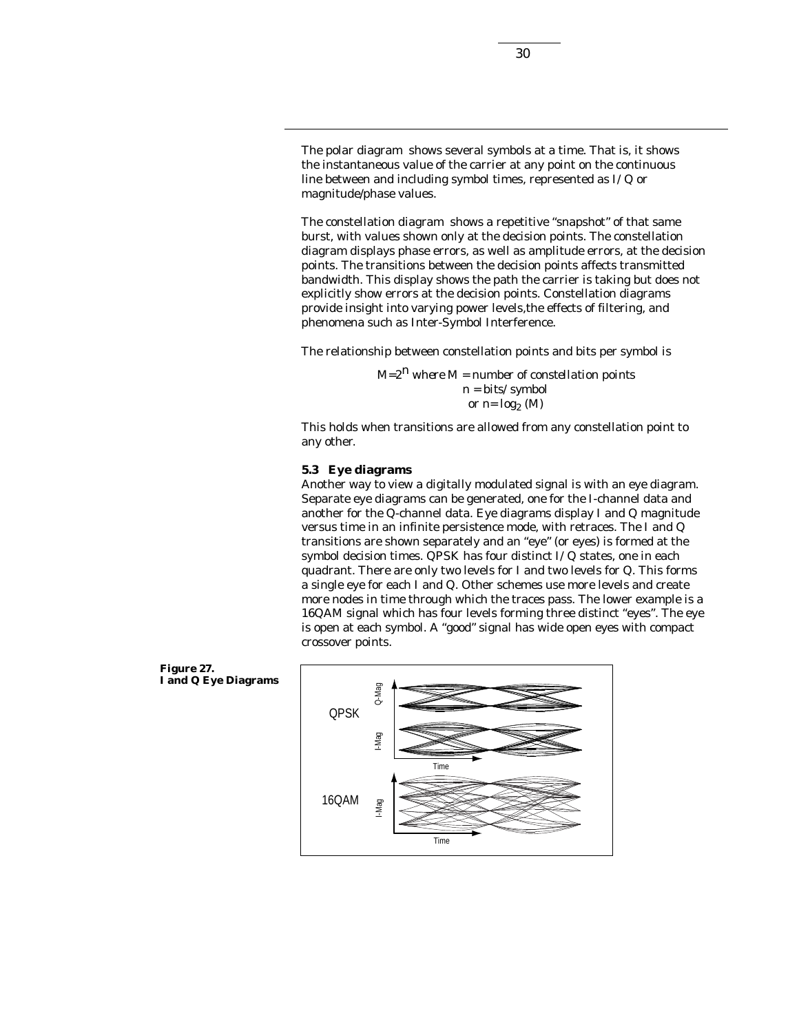The polar diagram shows several symbols at a time. That is, it shows the instantaneous value of the carrier at any point on the continuous line between and including symbol times, represented as I/Q or magnitude/phase values.

The constellation diagram shows a repetitive "snapshot" of that same burst, with values shown only at the decision points. The constellation diagram displays phase errors, as well as amplitude errors, at the decision points. The transitions between the decision points affects transmitted bandwidth. This display shows the path the carrier is taking but does not explicitly show errors at the decision points. Constellation diagrams provide insight into varying power levels,the effects of filtering, and phenomena such as Inter-Symbol Interference.

The relationship between constellation points and bits per symbol is

$$M = 2^n \text{ where } M = \text{number of constellation points}$$
$$n = \text{bits/symbol}$$
$$\text{or } n = \log_2(M)$$

This holds when transitions are allowed from any constellation point to any other.

### 5.3 Eye diagrams

Another way to view a digitally modulated signal is with an eye diagram. Separate eye diagrams can be generated, one for the I-channel data and another for the Q-channel data. Eye diagrams display I and Q magnitude versus time in an infinite persistence mode, with retraces. The I and Q transitions are shown separately and an "eye" (or eyes) is formed at the symbol decision times. QPSK has four distinct I/Q states, one in each quadrant. There are only two levels for I and two levels for Q. This forms a single eye for each I and Q. Other schemes use more levels and create more nodes in time through which the traces pass. The lower example is a 16QAM signal which has four levels forming three distinct "eyes". The eye is open at each symbol. A "good" signal has wide open eyes with compact crossover points.

**Figure 27. I and Q Eye Diagrams**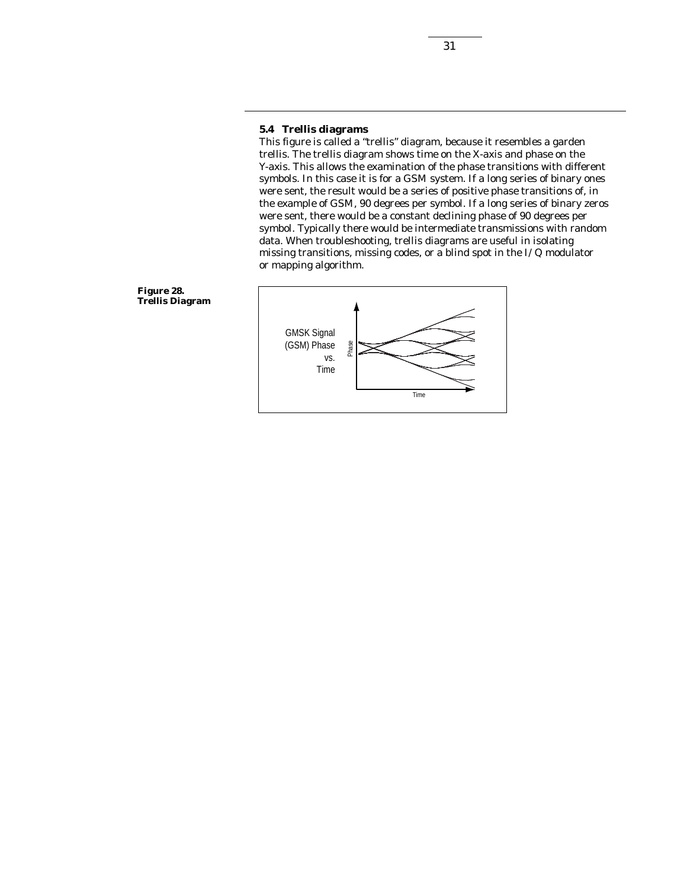### 5.4 Trellis diagrams

This figure is called a "trellis" diagram, because it resembles a garden trellis. The trellis diagram shows time on the X-axis and phase on the Y-axis. This allows the examination of the phase transitions with different symbols. In this case it is for a GSM system. If a long series of binary ones were sent, the result would be a series of positive phase transitions of, in the example of GSM, 90 degrees per symbol. If a long series of binary zeros were sent, there would be a constant declining phase of 90 degrees per symbol. Typically there would be intermediate transmissions with random data. When troubleshooting, trellis diagrams are useful in isolating missing transitions, missing codes, or a blind spot in the I/Q modulator or mapping algorithm.

**Figure 28. Trellis Diagram**

GMSK Signal (GSM) Phase vs. Time

Phase

Time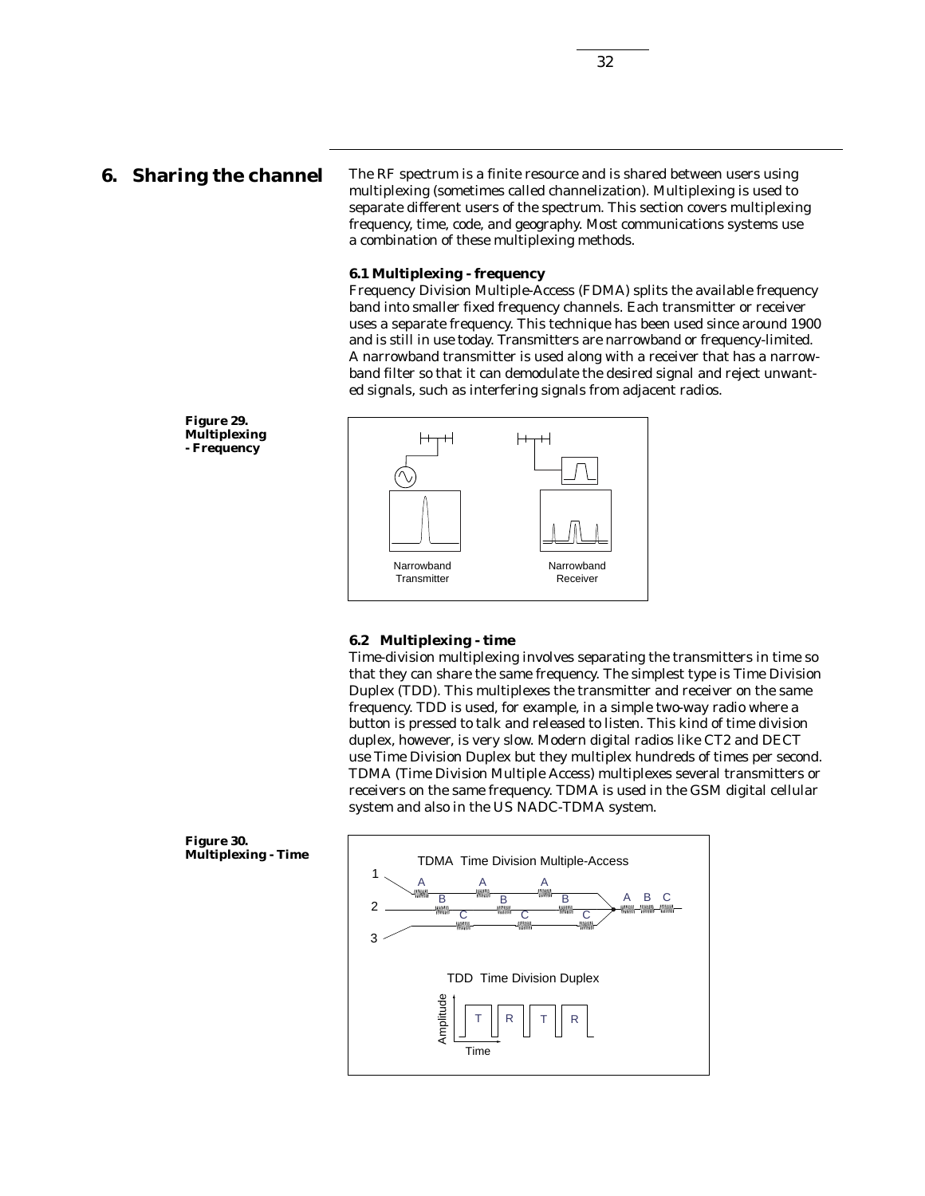# 6. Sharing the channel

The RF spectrum is a finite resource and is shared between users using multiplexing (sometimes called channelization). Multiplexing is used to separate different users of the spectrum. This section covers multiplexing frequency, time, code, and geography. Most communications systems use a combination of these multiplexing methods.

**6.1 Multiplexing - frequency**

Frequency Division Multiple-Access (FDMA) splits the available frequency band into smaller fixed frequency channels. Each transmitter or receiver uses a separate frequency. This technique has been used since around 1900 and is still in use today. Transmitters are narrowband or frequency-limited. A narrowband transmitter is used along with a receiver that has a narrowband filter so that it can demodulate the desired signal and reject unwanted signals, such as interfering signals from adjacent radios.

**Figure 29. Multiplexing - Frequency**

**6.2 Multiplexing - time**

Time-division multiplexing involves separating the transmitters in time so that they can share the same frequency. The simplest type is Time Division Duplex (TDD). This multiplexes the transmitter and receiver on the same frequency. TDD is used, for example, in a simple two-way radio where a button is pressed to talk and released to listen. This kind of time division duplex, however, is very slow. Modern digital radios like CT2 and DECT use Time Division Duplex but they multiplex hundreds of times per second. TDMA (Time Division Multiple Access) multiplexes several transmitters or receivers on the same frequency. TDMA is used in the GSM digital cellular system and also in the US NADC-TDMA system.

**Figure 30. Multiplexing - Time**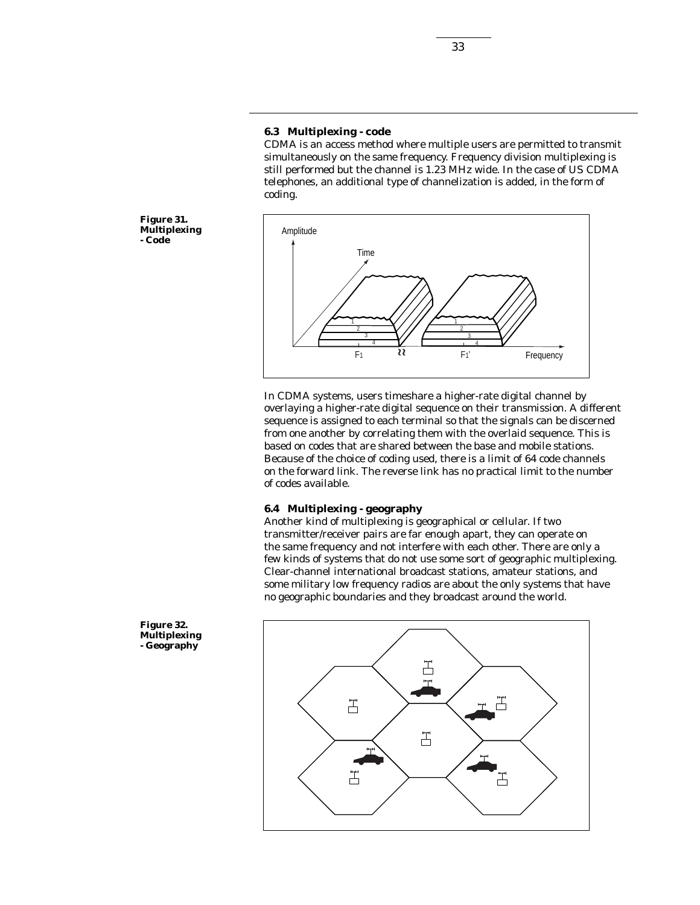### 6.3 Multiplexing - code

CDMA is an access method where multiple users are permitted to transmit simultaneously on the same frequency. Frequency division multiplexing is still performed but the channel is 1.23 MHz wide. In the case of US CDMA telephones, an additional type of channelization is added, in the form of coding.

**Figure 31. Multiplexing - Code**

In CDMA systems, users timeshare a higher-rate digital channel by overlaying a higher-rate digital sequence on their transmission. A different sequence is assigned to each terminal so that the signals can be discerned from one another by correlating them with the overlaid sequence. This is based on codes that are shared between the base and mobile stations. Because of the choice of coding used, there is a limit of 64 code channels on the forward link. The reverse link has no practical limit to the number of codes available.

### 6.4 Multiplexing - geography

Another kind of multiplexing is geographical or cellular. If two transmitter/receiver pairs are far enough apart, they can operate on the same frequency and not interfere with each other. There are only a few kinds of systems that do not use some sort of geographic multiplexing. Clear-channel international broadcast stations, amateur stations, and some military low frequency radios are about the only systems that have no geographic boundaries and they broadcast around the world.

**Figure 32. Multiplexing - Geography**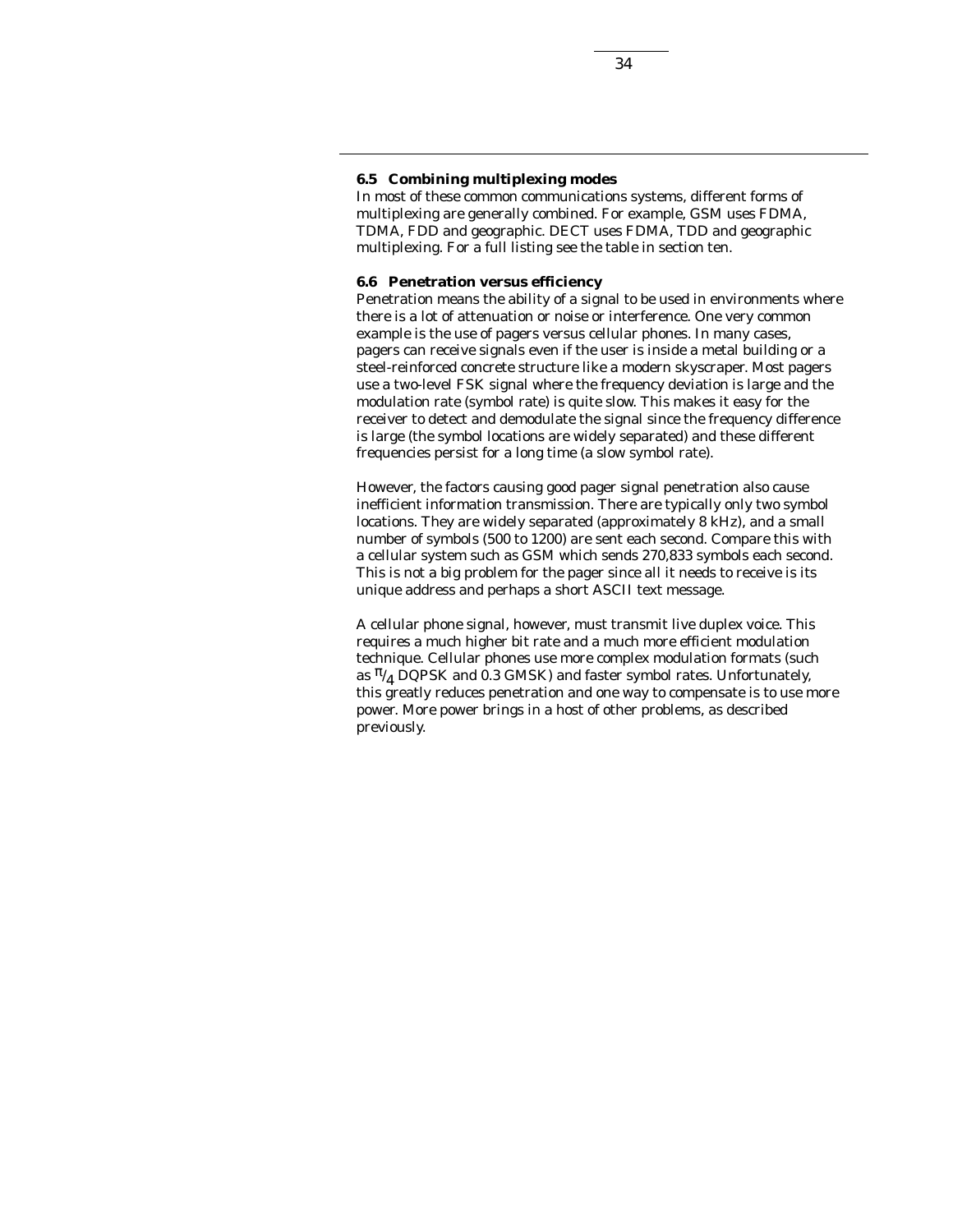### 6.5 Combining multiplexing modes

In most of these common communications systems, different forms of multiplexing are generally combined. For example, GSM uses FDMA, TDMA, FDD and geographic. DECT uses FDMA, TDD and geographic multiplexing. For a full listing see the table in section ten.

### 6.6 Penetration versus efficiency

Penetration means the ability of a signal to be used in environments where there is a lot of attenuation or noise or interference. One very common example is the use of pagers versus cellular phones. In many cases, pagers can receive signals even if the user is inside a metal building or a steel-reinforced concrete structure like a modern skyscraper. Most pagers use a two-level FSK signal where the frequency deviation is large and the modulation rate (symbol rate) is quite slow. This makes it easy for the receiver to detect and demodulate the signal since the frequency difference is large (the symbol locations are widely separated) and these different frequencies persist for a long time (a slow symbol rate).

However, the factors causing good pager signal penetration also cause inefficient information transmission. There are typically only two symbol locations. They are widely separated (approximately 8 kHz), and a small number of symbols (500 to 1200) are sent each second. Compare this with a cellular system such as GSM which sends 270,833 symbols each second. This is not a big problem for the pager since all it needs to receive is its unique address and perhaps a short ASCII text message.

A cellular phone signal, however, must transmit live duplex voice. This requires a much higher bit rate and a much more efficient modulation technique. Cellular phones use more complex modulation formats (such as $\pi/4$ DQPSK and 0.3 GMSK) and faster symbol rates. Unfortunately, this greatly reduces penetration and one way to compensate is to use more power. More power brings in a host of other problems, as described previously.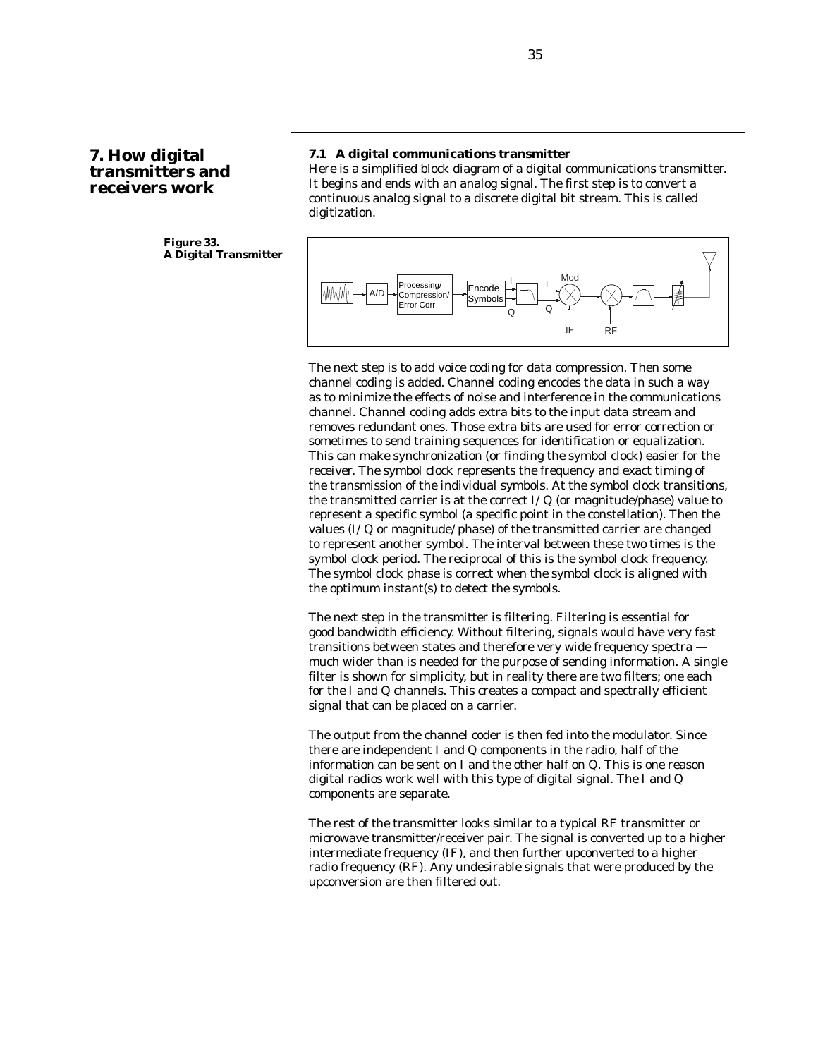# 7. How digital transmitters and receivers work

### 7.1 A digital communications transmitter

Here is a simplified block diagram of a digital communications transmitter. It begins and ends with an analog signal. The first step is to convert a continuous analog signal to a discrete digital bit stream. This is called digitization.

**Figure 33. A Digital Transmitter**

The next step is to add voice coding for data compression. Then some channel coding is added. Channel coding encodes the data in such a way as to minimize the effects of noise and interference in the communications channel. Channel coding adds extra bits to the input data stream and removes redundant ones. Those extra bits are used for error correction or sometimes to send training sequences for identification or equalization. This can make synchronization (or finding the symbol clock) easier for the receiver. The symbol clock represents the frequency and exact timing of the transmission of the individual symbols. At the symbol clock transitions, the transmitted carrier is at the correct I/Q (or magnitude/phase) value to represent a specific symbol (a specific point in the constellation). Then the values (I/Q or magnitude/phase) of the transmitted carrier are changed to represent another symbol. The interval between these two times is the symbol clock period. The reciprocal of this is the symbol clock frequency. The symbol clock phase is correct when the symbol clock is aligned with the optimum instant(s) to detect the symbols.

The next step in the transmitter is filtering. Filtering is essential for good bandwidth efficiency. Without filtering, signals would have very fast transitions between states and therefore very wide frequency spectra — much wider than is needed for the purpose of sending information. A single filter is shown for simplicity, but in reality there are two filters; one each for the I and Q channels. This creates a compact and spectrally efficient signal that can be placed on a carrier.

The output from the channel coder is then fed into the modulator. Since there are independent I and Q components in the radio, half of the information can be sent on I and the other half on Q. This is one reason digital radios work well with this type of digital signal. The I and Q components are separate.

The rest of the transmitter looks similar to a typical RF transmitter or microwave transmitter/receiver pair. The signal is converted up to a higher intermediate frequency (IF), and then further upconverted to a higher radio frequency (RF). Any undesirable signals that were produced by the upconversion are then filtered out.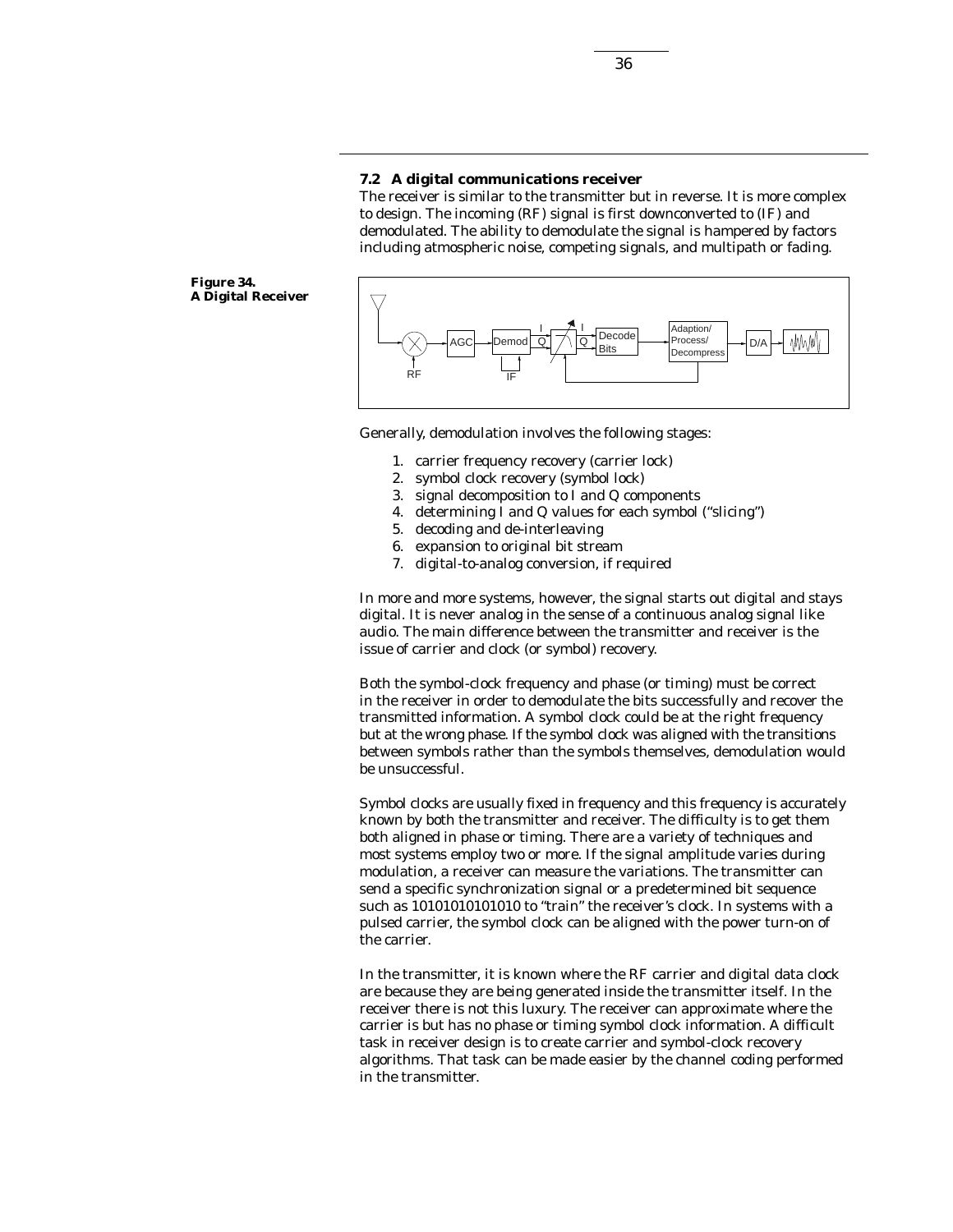### 7.2 A digital communications receiver

The receiver is similar to the transmitter but in reverse. It is more complex to design. The incoming (RF) signal is first downconverted to (IF) and demodulated. The ability to demodulate the signal is hampered by factors including atmospheric noise, competing signals, and multipath or fading.

**Figure 34. A Digital Receiver**

Generally, demodulation involves the following stages:

1. carrier frequency recovery (carrier lock)
2. symbol clock recovery (symbol lock)
3. signal decomposition to I and Q components
4. determining I and Q values for each symbol ("slicing")
5. decoding and de-interleaving
6. expansion to original bit stream
7. digital-to-analog conversion, if required

In more and more systems, however, the signal starts out digital and stays digital. It is never analog in the sense of a continuous analog signal like audio. The main difference between the transmitter and receiver is the issue of carrier and clock (or symbol) recovery.

Both the symbol-clock frequency and phase (or timing) must be correct in the receiver in order to demodulate the bits successfully and recover the transmitted information. A symbol clock could be at the right frequency but at the wrong phase. If the symbol clock was aligned with the transitions between symbols rather than the symbols themselves, demodulation would be unsuccessful.

Symbol clocks are usually fixed in frequency and this frequency is accurately known by both the transmitter and receiver. The difficulty is to get them both aligned in phase or timing. There are a variety of techniques and most systems employ two or more. If the signal amplitude varies during modulation, a receiver can measure the variations. The transmitter can send a specific synchronization signal or a predetermined bit sequence such as 10101010101010 to "train" the receiver's clock. In systems with a pulsed carrier, the symbol clock can be aligned with the power turn-on of the carrier.

In the transmitter, it is known where the RF carrier and digital data clock are because they are being generated inside the transmitter itself. In the receiver there is not this luxury. The receiver can approximate where the carrier is but has no phase or timing symbol clock information. A difficult task in receiver design is to create carrier and symbol-clock recovery algorithms. That task can be made easier by the channel coding performed in the transmitter.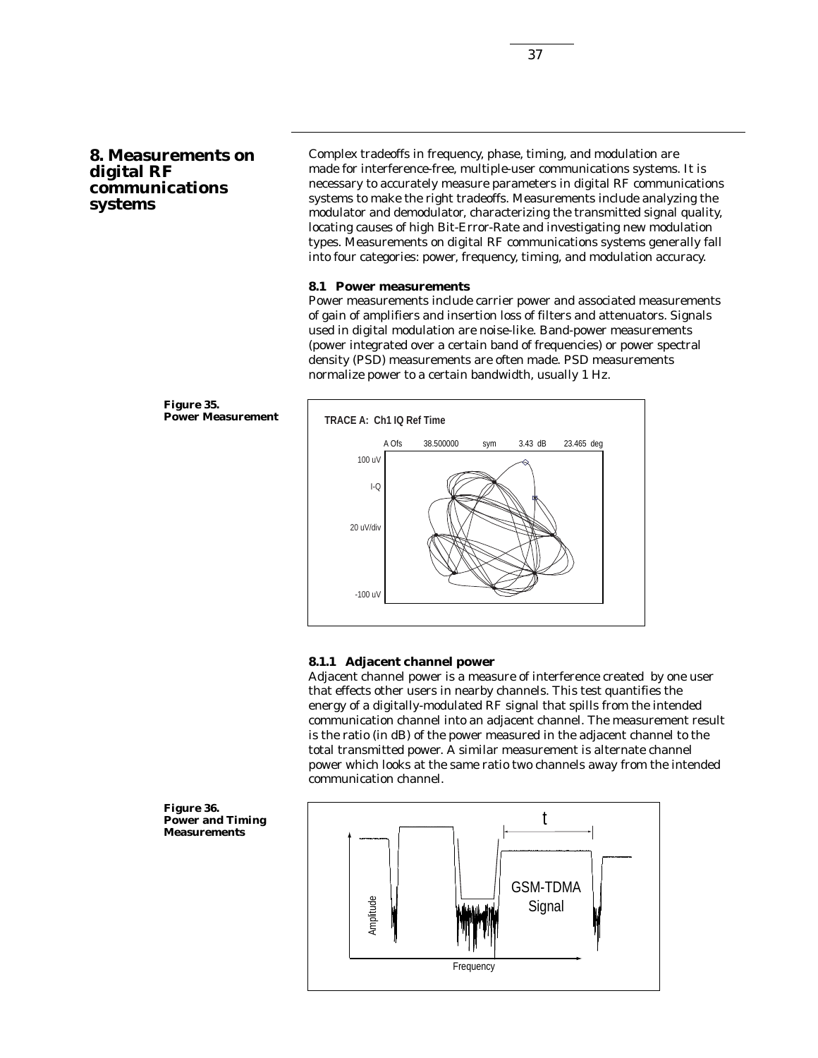## 8. Measurements on digital RF communications systems

Complex tradeoffs in frequency, phase, timing, and modulation are made for interference-free, multiple-user communications systems. It is necessary to accurately measure parameters in digital RF communications systems to make the right tradeoffs. Measurements include analyzing the modulator and demodulator, characterizing the transmitted signal quality, locating causes of high Bit-Error-Rate and investigating new modulation types. Measurements on digital RF communications systems generally fall into four categories: power, frequency, timing, and modulation accuracy.

### 8.1 Power measurements

Power measurements include carrier power and associated measurements of gain of amplifiers and insertion loss of filters and attenuators. Signals used in digital modulation are noise-like. Band-power measurements (power integrated over a certain band of frequencies) or power spectral density (PSD) measurements are often made. PSD measurements normalize power to a certain bandwidth, usually 1 Hz.

**Figure 35. Power Measurement**

#### 8.1.1 Adjacent channel power

Adjacent channel power is a measure of interference created by one user that effects other users in nearby channels. This test quantifies the energy of a digitally-modulated RF signal that spills from the intended communication channel into an adjacent channel. The measurement result is the ratio (in dB) of the power measured in the adjacent channel to the total transmitted power. A similar measurement is alternate channel power which looks at the same ratio two channels away from the intended communication channel.

**Figure 36. Power and Timing Measurements**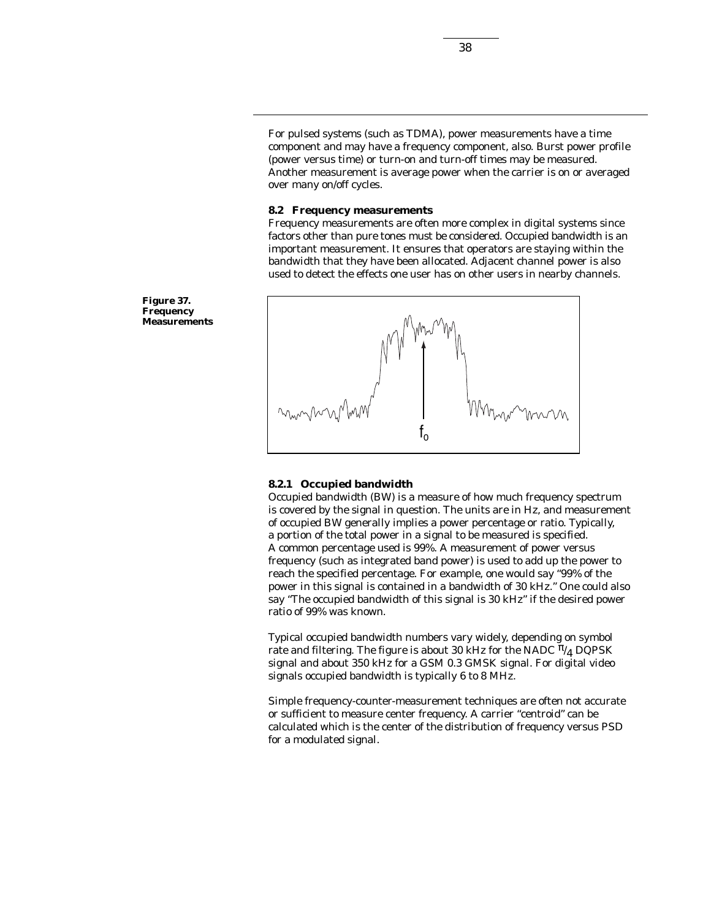For pulsed systems (such as TDMA), power measurements have a time component and may have a frequency component, also. Burst power profile (power versus time) or turn-on and turn-off times may be measured. Another measurement is average power when the carrier is on or averaged over many on/off cycles.

### 8.2 Frequency measurements

Frequency measurements are often more complex in digital systems since factors other than pure tones must be considered. Occupied bandwidth is an important measurement. It ensures that operators are staying within the bandwidth that they have been allocated. Adjacent channel power is also used to detect the effects one user has on other users in nearby channels.

**Figure 37. Frequency Measurements**

#### 8.2.1 Occupied bandwidth

Occupied bandwidth (BW) is a measure of how much frequency spectrum is covered by the signal in question. The units are in Hz, and measurement of occupied BW generally implies a power percentage or ratio. Typically, a portion of the total power in a signal to be measured is specified. A common percentage used is 99%. A measurement of power versus frequency (such as integrated band power) is used to add up the power to reach the specified percentage. For example, one would say "99% of the power in this signal is contained in a bandwidth of 30 kHz." One could also say "The occupied bandwidth of this signal is 30 kHz" if the desired power ratio of 99% was known.

Typical occupied bandwidth numbers vary widely, depending on symbol rate and filtering. The figure is about 30 kHz for the NADC $\pi/4$ DQPSK signal and about 350 kHz for a GSM 0.3 GMSK signal. For digital video signals occupied bandwidth is typically 6 to 8 MHz.

Simple frequency-counter-measurement techniques are often not accurate or sufficient to measure center frequency. A carrier "centroid" can be calculated which is the center of the distribution of frequency versus PSD for a modulated signal.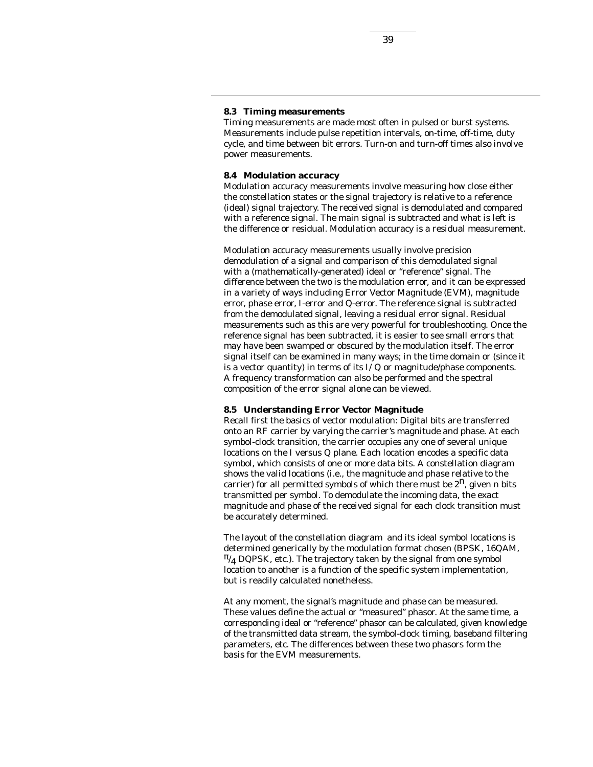### 8.3 Timing measurements

Timing measurements are made most often in pulsed or burst systems. Measurements include pulse repetition intervals, on-time, off-time, duty cycle, and time between bit errors. Turn-on and turn-off times also involve power measurements.

### 8.4 Modulation accuracy

Modulation accuracy measurements involve measuring how close either the constellation states or the signal trajectory is relative to a reference (ideal) signal trajectory. The received signal is demodulated and compared with a reference signal. The main signal is subtracted and what is left is the difference or residual. Modulation accuracy is a residual measurement.

Modulation accuracy measurements usually involve precision demodulation of a signal and comparison of this demodulated signal with a (mathematically-generated) ideal or "reference" signal. The difference between the two is the modulation error, and it can be expressed in a variety of ways including Error Vector Magnitude (EVM), magnitude error, phase error, I-error and Q-error. The reference signal is subtracted from the demodulated signal, leaving a residual error signal. Residual measurements such as this are very powerful for troubleshooting. Once the reference signal has been subtracted, it is easier to see small errors that may have been swamped or obscured by the modulation itself. The error signal itself can be examined in many ways; in the time domain or (since it is a vector quantity) in terms of its I/Q or magnitude/phase components. A frequency transformation can also be performed and the spectral composition of the error signal alone can be viewed.

### 8.5 Understanding Error Vector Magnitude

Recall first the basics of vector modulation: Digital bits are transferred onto an RF carrier by varying the carrier's magnitude and phase. At each symbol-clock transition, the carrier occupies any one of several unique locations on the I versus Q plane. Each location encodes a specific data symbol, which consists of one or more data bits. A constellation diagram shows the valid locations (i.e., the magnitude and phase relative to the carrier) for all permitted symbols of which there must be $2^n$, given n bits transmitted per symbol. To demodulate the incoming data, the exact magnitude and phase of the received signal for each clock transition must be accurately determined.

The layout of the constellation diagram and its ideal symbol locations is determined generically by the modulation format chosen (BPSK, 16QAM, $\pi/4$ DQPSK, etc.). The trajectory taken by the signal from one symbol location to another is a function of the specific system implementation, but is readily calculated nonetheless.

At any moment, the signal's magnitude and phase can be measured. These values define the actual or "measured" phasor. At the same time, a corresponding ideal or "reference" phasor can be calculated, given knowledge of the transmitted data stream, the symbol-clock timing, baseband filtering parameters, etc. The differences between these two phasors form the basis for the EVM measurements.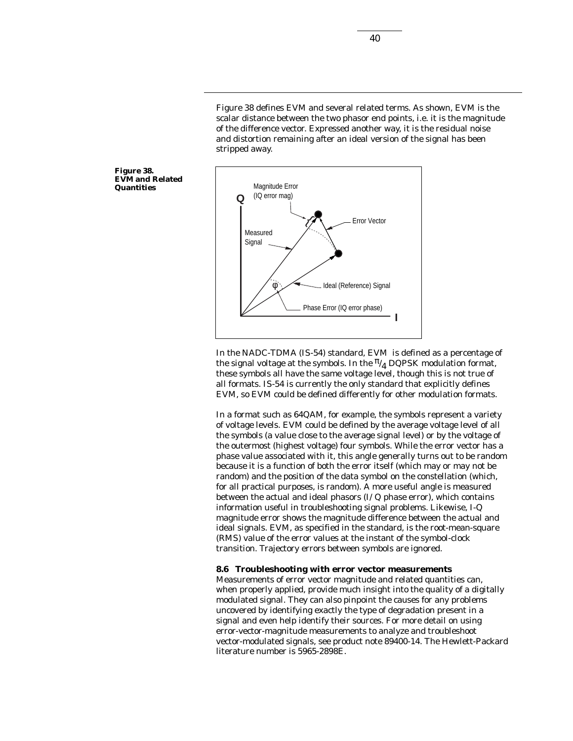Figure 38 defines EVM and several related terms. As shown, EVM is the scalar distance between the two phasor end points, i.e. it is the magnitude of the difference vector. Expressed another way, it is the residual noise and distortion remaining after an ideal version of the signal has been stripped away.

**Figure 38. EVM and Related Quantities**

In the NADC-TDMA (IS-54) standard, EVM is defined as a percentage of the signal voltage at the symbols. In the $\pi/4$ DQPSK modulation format, these symbols all have the same voltage level, though this is not true of all formats. IS-54 is currently the only standard that explicitly defines EVM, so EVM could be defined differently for other modulation formats.

In a format such as 64QAM, for example, the symbols represent a variety of voltage levels. EVM could be defined by the average voltage level of all the symbols (a value close to the average signal level) or by the voltage of the outermost (highest voltage) four symbols. While the error vector has a phase value associated with it, this angle generally turns out to be random because it is a function of both the error itself (which may or may not be random) and the position of the data symbol on the constellation (which, for all practical purposes, is random). A more useful angle is measured between the actual and ideal phasors (I/Q phase error), which contains information useful in troubleshooting signal problems. Likewise, I-Q magnitude error shows the magnitude difference between the actual and ideal signals. EVM, as specified in the standard, is the root-mean-square (RMS) value of the error values at the instant of the symbol-clock transition. Trajectory errors between symbols are ignored.

### 8.6 Troubleshooting with error vector measurements

Measurements of error vector magnitude and related quantities can, when properly applied, provide much insight into the quality of a digitally modulated signal. They can also pinpoint the causes for any problems uncovered by identifying exactly the type of degradation present in a signal and even help identify their sources. For more detail on using error-vector-magnitude measurements to analyze and troubleshoot vector-modulated signals, see product note 89400-14. The Hewlett-Packard literature number is 5965-2898E.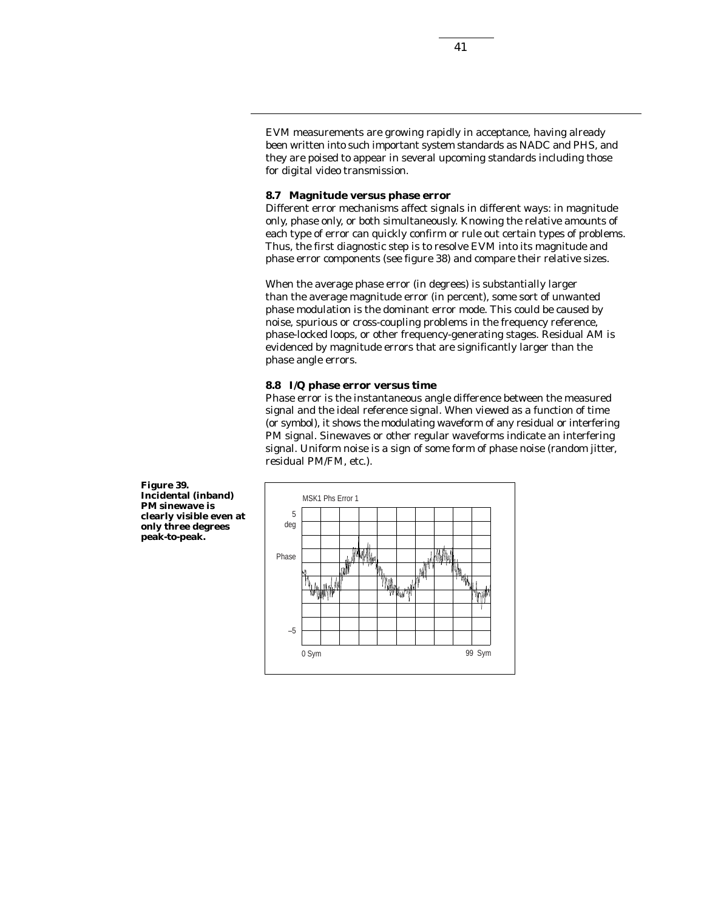EVM measurements are growing rapidly in acceptance, having already been written into such important system standards as NADC and PHS, and they are poised to appear in several upcoming standards including those for digital video transmission.

### 8.7 Magnitude versus phase error

Different error mechanisms affect signals in different ways: in magnitude only, phase only, or both simultaneously. Knowing the relative amounts of each type of error can quickly confirm or rule out certain types of problems. Thus, the first diagnostic step is to resolve EVM into its magnitude and phase error components (see figure 38) and compare their relative sizes.

When the average phase error (in degrees) is substantially larger than the average magnitude error (in percent), some sort of unwanted phase modulation is the dominant error mode. This could be caused by noise, spurious or cross-coupling problems in the frequency reference, phase-locked loops, or other frequency-generating stages. Residual AM is evidenced by magnitude errors that are significantly larger than the phase angle errors.

### 8.8 I/Q phase error versus time

Phase error is the instantaneous angle difference between the measured signal and the ideal reference signal. When viewed as a function of time (or symbol), it shows the modulating waveform of any residual or interfering PM signal. Sinewaves or other regular waveforms indicate an interfering signal. Uniform noise is a sign of some form of phase noise (random jitter, residual PM/FM, etc.).

**Figure 39. Incidental (inband) PM sinewave is clearly visible even at only three degrees peak-to-peak.**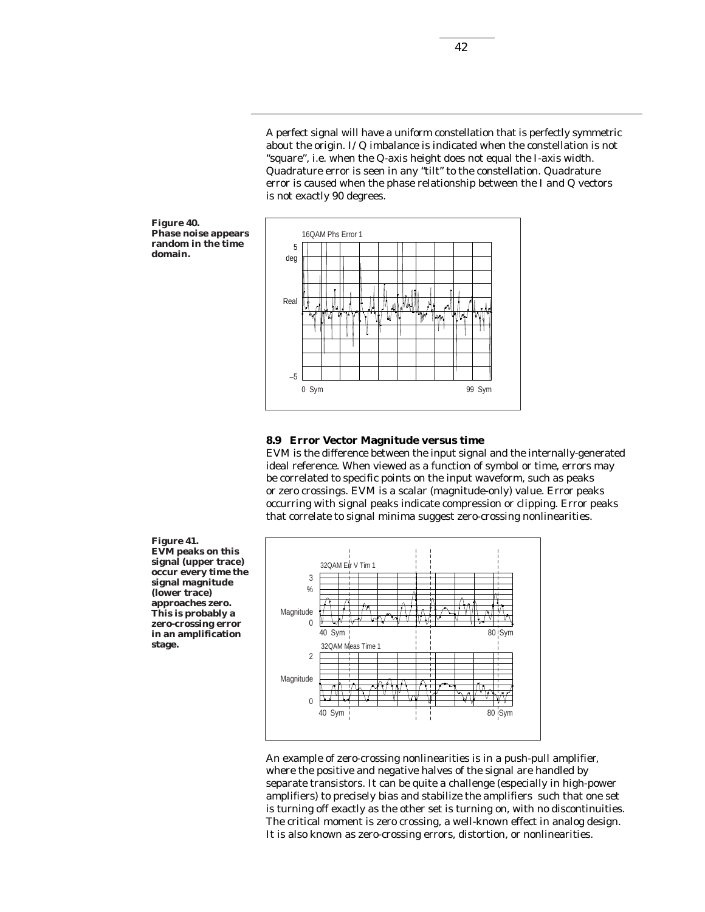A perfect signal will have a uniform constellation that is perfectly symmetric about the origin. I/Q imbalance is indicated when the constellation is not "square", i.e. when the Q-axis height does not equal the I-axis width. Quadrature error is seen in any "tilt" to the constellation. Quadrature error is caused when the phase relationship between the I and Q vectors is not exactly 90 degrees.

**Figure 40. Phase noise appears random in the time domain.**

### 8.9 Error Vector Magnitude versus time

EVM is the difference between the input signal and the internally-generated ideal reference. When viewed as a function of symbol or time, errors may be correlated to specific points on the input waveform, such as peaks or zero crossings. EVM is a scalar (magnitude-only) value. Error peaks occurring with signal peaks indicate compression or clipping. Error peaks that correlate to signal minima suggest zero-crossing nonlinearities.

**Figure 41. EVM peaks on this signal (upper trace) occur every time the signal magnitude (lower trace) approaches zero. This is probably a zero-crossing error in an amplification stage.**

An example of zero-crossing nonlinearities is in a push-pull amplifier, where the positive and negative halves of the signal are handled by separate transistors. It can be quite a challenge (especially in high-power amplifiers) to precisely bias and stabilize the amplifiers such that one set is turning off exactly as the other set is turning on, with no discontinuities. The critical moment is zero crossing, a well-known effect in analog design. It is also known as zero-crossing errors, distortion, or nonlinearities.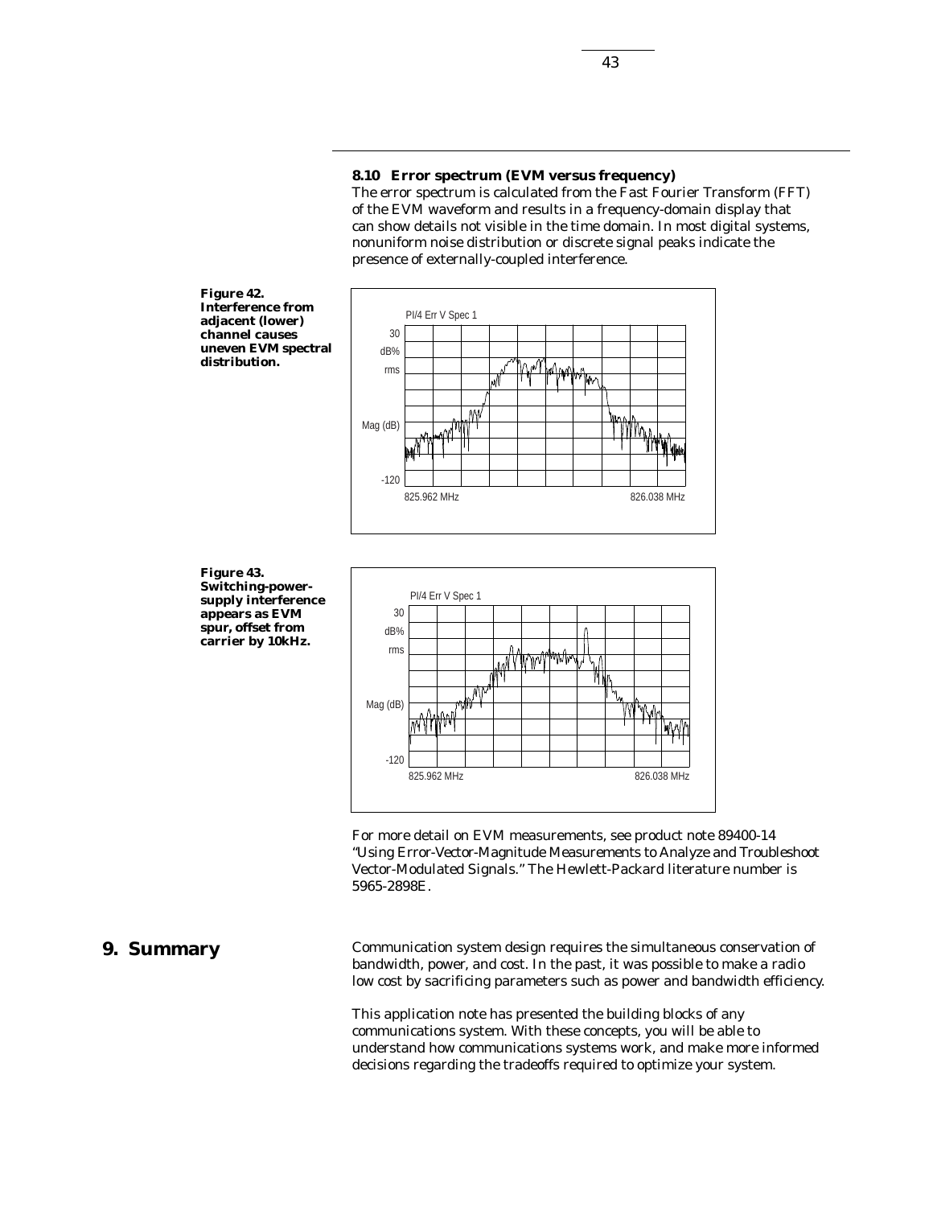### 8.10 Error spectrum (EVM versus frequency)

The error spectrum is calculated from the Fast Fourier Transform (FFT) of the EVM waveform and results in a frequency-domain display that can show details not visible in the time domain. In most digital systems, nonuniform noise distribution or discrete signal peaks indicate the presence of externally-coupled interference.

**Figure 42. Interference from adjacent (lower) channel causes uneven EVM spectral distribution.**

**Figure 43. Switching-power-supply interference appears as EVM spur, offset from carrier by 10kHz.**

For more detail on EVM measurements, see product note 89400-14 "Using Error-Vector-Magnitude Measurements to Analyze and Troubleshoot Vector-Modulated Signals." The Hewlett-Packard literature number is 5965-2898E.

## 9. Summary

Communication system design requires the simultaneous conservation of bandwidth, power, and cost. In the past, it was possible to make a radio low cost by sacrificing parameters such as power and bandwidth efficiency.

This application note has presented the building blocks of any communications system. With these concepts, you will be able to understand how communications systems work, and make more informed decisions regarding the tradeoffs required to optimize your system.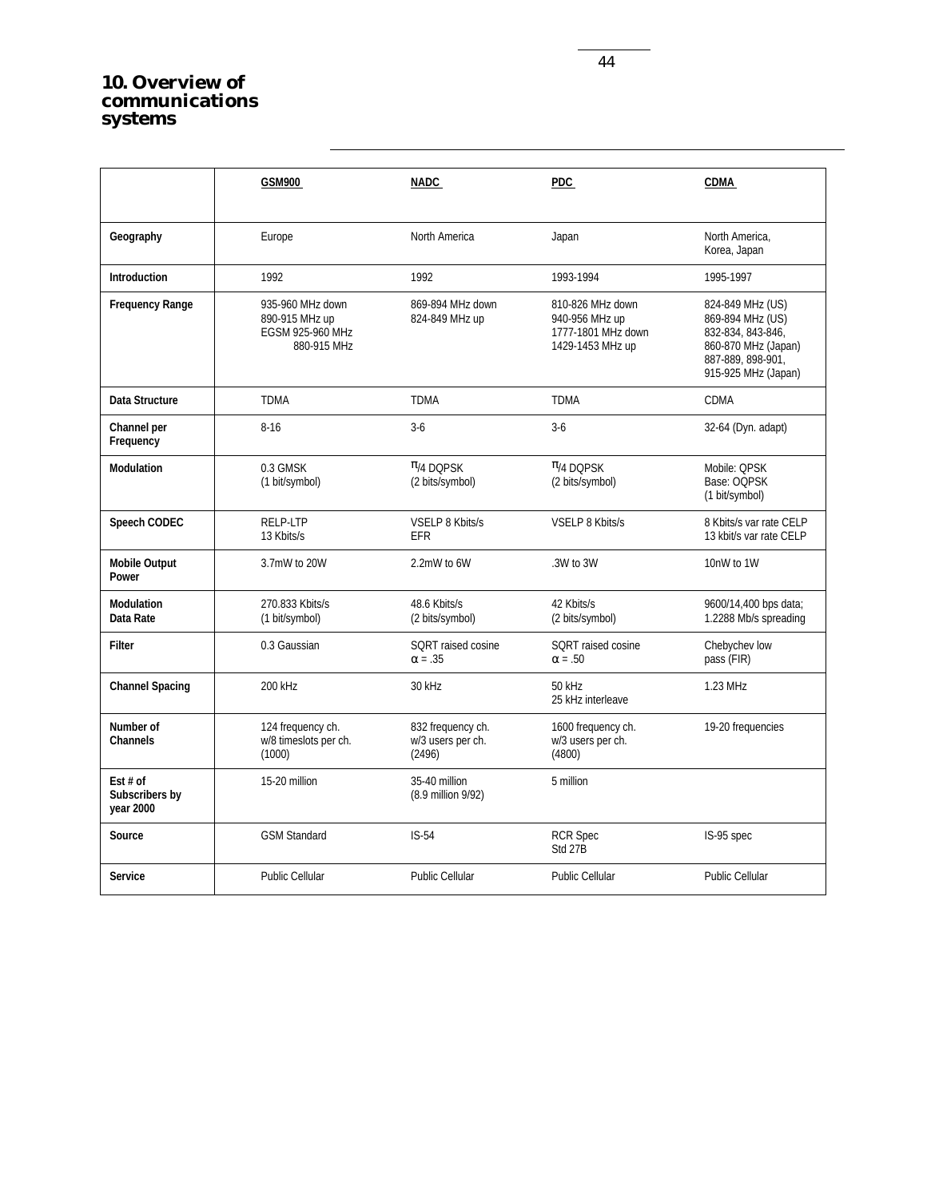# 10. Overview of communications systems

| | GSM900 | NADC | PDC | CDMA |
|---|---|---|---|---|
| **Geography** | Europe | North America | Japan | North America, Korea, Japan |
| **Introduction** | 1992 | 1992 | 1993-1994 | 1995-1997 |
| **Frequency Range** | 935-960 MHz down<br>890-915 MHz up<br>EGSM 925-960 MHz<br>880-915 MHz | 869-894 MHz down<br>824-849 MHz up | 810-826 MHz down<br>940-956 MHz up<br>1777-1801 MHz down<br>1429-1453 MHz up | 824-849 MHz (US)<br>869-894 MHz (US)<br>832-834, 843-846,<br>860-870 MHz (Japan)<br>887-889, 898-901,<br>915-925 MHz (Japan) |
| **Data Structure** | TDMA | TDMA | TDMA | CDMA |
| **Channel per Frequency** | 8-16 | 3-6 | 3-6 | 32-64 (Dyn. adapt) |
| **Modulation** | 0.3 GMSK<br>(1 bit/symbol) | $\pi/4$ DQPSK<br>(2 bits/symbol) | $\pi/4$ DQPSK<br>(2 bits/symbol) | Mobile: QPSK<br>Base: OQPSK<br>(1 bit/symbol) |
| **Speech CODEC** | RELP-LTP<br>13 Kbits/s | VSELP 8 Kbits/s<br>EFR | VSELP 8 Kbits/s | 8 Kbits/s var rate CELP<br>13 kbit/s var rate CELP |
| **Mobile Output Power** | 3.7mW to 20W | 2.2mW to 6W | .3W to 3W | 10nW to 1W |
| **Modulation Data Rate** | 270.833 Kbits/s<br>(1 bit/symbol) | 48.6 Kbits/s<br>(2 bits/symbol) | 42 Kbits/s<br>(2 bits/symbol) | 9600/14,400 bps data;<br>1.2288 Mb/s spreading |
| **Filter** | 0.3 Gaussian | SQRT raised cosine<br>$\alpha = .35$ | SQRT raised cosine<br>$\alpha = .50$ | Chebychev low pass (FIR) |
| **Channel Spacing** | 200 kHz | 30 kHz | 50 kHz<br>25 kHz interleave | 1.23 MHz |
| **Number of Channels** | 124 frequency ch.<br>w/8 timeslots per ch.<br>(1000) | 832 frequency ch.<br>w/3 users per ch.<br>(2496) | 1600 frequency ch.<br>w/3 users per ch.<br>(4800) | 19-20 frequencies |
| **Est # of Subscribers by year 2000** | 15-20 million | 35-40 million<br>(8.9 million 9/92) | 5 million | |
| **Source** | GSM Standard | IS-54 | RCR Spec<br>Std 27B | IS-95 spec |
| **Service** | Public Cellular | Public Cellular | Public Cellular | Public Cellular |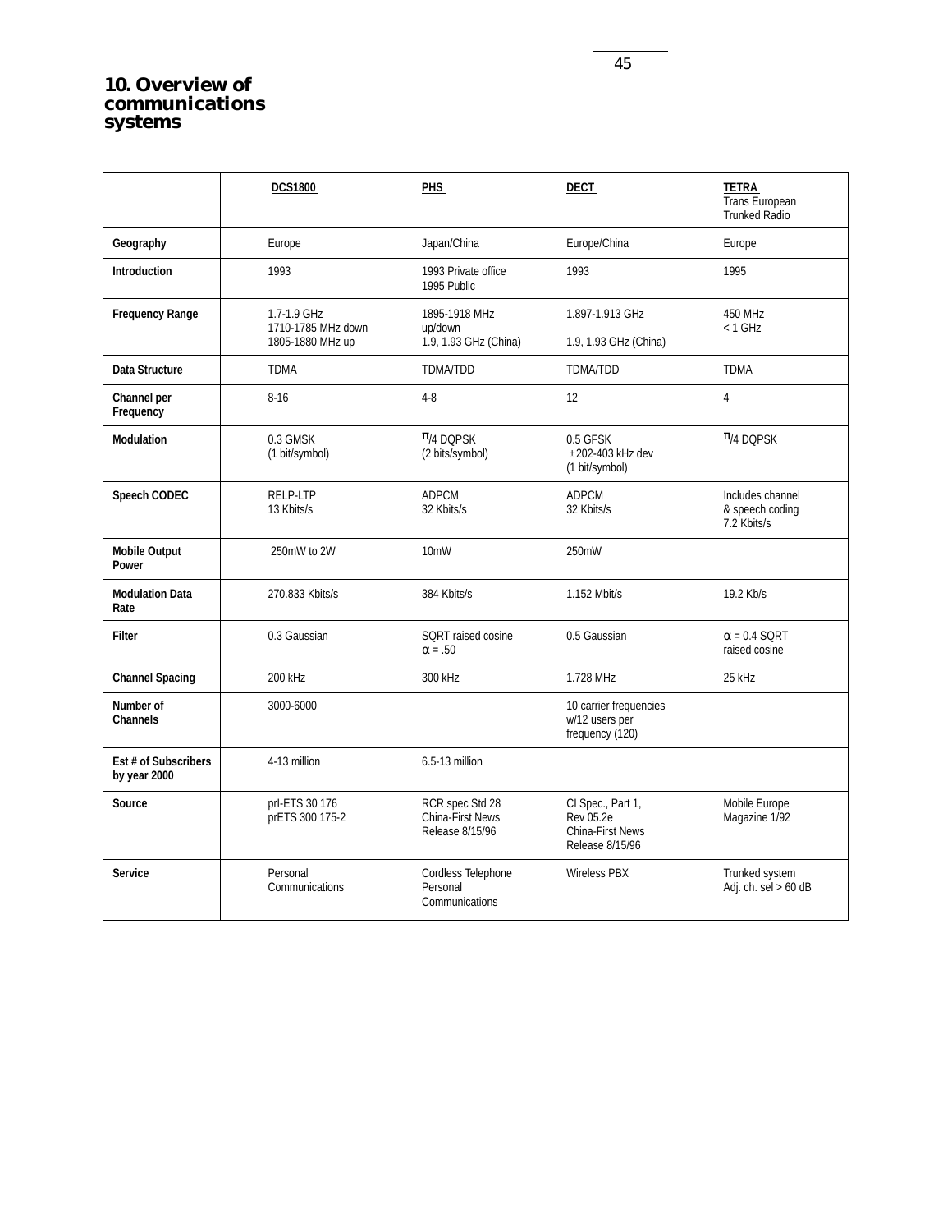# 10. Overview of communications systems

| | DCS1800 | PHS | DECT | TETRA Trans European Trunked Radio |
|---|---|---|---|---|
| **Geography** | Europe | Japan/China | Europe/China | Europe |
| **Introduction** | 1993 | 1993 Private office<br>1995 Public | 1993 | 1995 |
| **Frequency Range** | 1.7-1.9 GHz<br>1710-1785 MHz down<br>1805-1880 MHz up | 1895-1918 MHz<br>up/down<br>1.9, 1.93 GHz (China) | 1.897-1.913 GHz<br><br>1.9, 1.93 GHz (China) | 450 MHz<br>< 1 GHz |
| **Data Structure** | TDMA | TDMA/TDD | TDMA/TDD | TDMA |
| **Channel per Frequency** | 8-16 | 4-8 | 12 | 4 |
| **Modulation** | 0.3 GMSK<br>(1 bit/symbol) | $\pi/4$ DQPSK<br>(2 bits/symbol) | 0.5 GFSK<br>±202-403 kHz dev<br>(1 bit/symbol) | $\pi/4$ DQPSK |
| **Speech CODEC** | RELP-LTP<br>13 Kbits/s | ADPCM<br>32 Kbits/s | ADPCM<br>32 Kbits/s | Includes channel & speech coding<br>7.2 Kbits/s |
| **Mobile Output Power** | 250mW to 2W | 10mW | 250mW | |
| **Modulation Data Rate** | 270.833 Kbits/s | 384 Kbits/s | 1.152 Mbit/s | 19.2 Kb/s |
| **Filter** | 0.3 Gaussian | SQRT raised cosine<br>$\alpha = .50$ | 0.5 Gaussian | $\alpha = 0.4$ SQRT raised cosine |
| **Channel Spacing** | 200 kHz | 300 kHz | 1.728 MHz | 25 kHz |
| **Number of Channels** | 3000-6000 | | 10 carrier frequencies w/12 users per frequency (120) | |
| **Est # of Subscribers by year 2000** | 4-13 million | 6.5-13 million | | |
| **Source** | prI-ETS 30 176<br>prETS 300 175-2 | RCR spec Std 28<br>China-First News Release 8/15/96 | CI Spec., Part 1, Rev 05.2e<br>China-First News Release 8/15/96 | Mobile Europe Magazine 1/92 |
| **Service** | Personal Communications | Cordless Telephone<br>Personal Communications | Wireless PBX | Trunked system<br>Adj. ch. sel > 60 dB |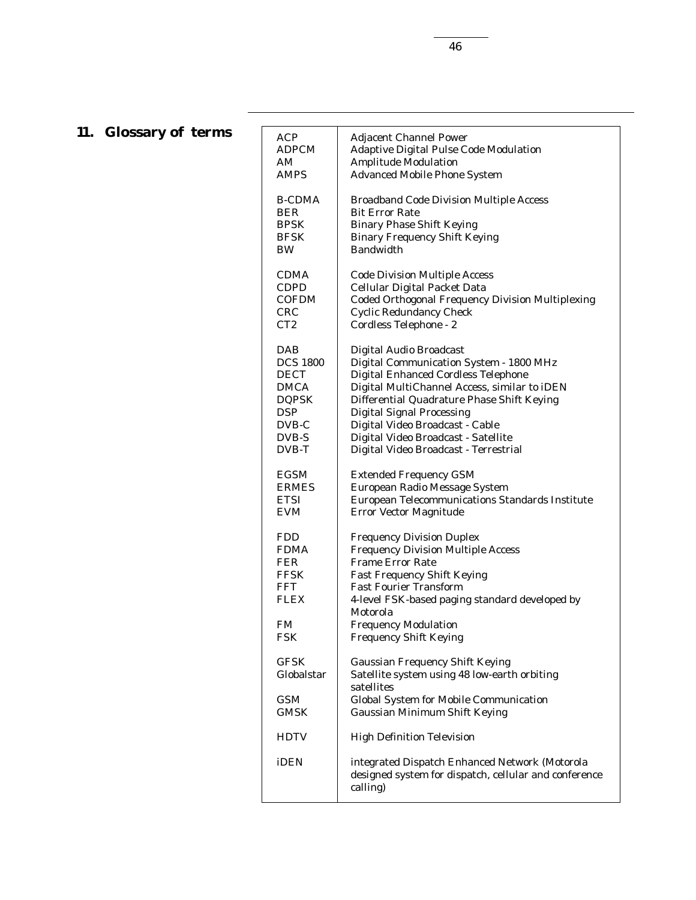## 11. Glossary of terms

| | |
|---|---|
| ACP | Adjacent Channel Power |
| ADPCM | Adaptive Digital Pulse Code Modulation |
| AM | Amplitude Modulation |
| AMPS | Advanced Mobile Phone System |
| B-CDMA | Broadband Code Division Multiple Access |
| BER | Bit Error Rate |
| BPSK | Binary Phase Shift Keying |
| BFSK | Binary Frequency Shift Keying |
| BW | Bandwidth |
| CDMA | Code Division Multiple Access |
| CDPD | Cellular Digital Packet Data |
| COFDM | Coded Orthogonal Frequency Division Multiplexing |
| CRC | Cyclic Redundancy Check |
| CT2 | Cordless Telephone - 2 |
| DAB | Digital Audio Broadcast |
| DCS 1800 | Digital Communication System - 1800 MHz |
| DECT | Digital Enhanced Cordless Telephone |
| DMCA | Digital MultiChannel Access, similar to iDEN |
| DQPSK | Differential Quadrature Phase Shift Keying |
| DSP | Digital Signal Processing |
| DVB-C | Digital Video Broadcast - Cable |
| DVB-S | Digital Video Broadcast - Satellite |
| DVB-T | Digital Video Broadcast - Terrestrial |
| EGSM | Extended Frequency GSM |
| ERMES | European Radio Message System |
| ETSI | European Telecommunications Standards Institute |
| EVM | Error Vector Magnitude |
| FDD | Frequency Division Duplex |
| FDMA | Frequency Division Multiple Access |
| FER | Frame Error Rate |
| FFSK | Fast Frequency Shift Keying |
| FFT | Fast Fourier Transform |
| FLEX | 4-level FSK-based paging standard developed by Motorola |
| FM | Frequency Modulation |
| FSK | Frequency Shift Keying |
| GFSK | Gaussian Frequency Shift Keying |
| Globalstar | Satellite system using 48 low-earth orbiting satellites |
| GSM | Global System for Mobile Communication |
| GMSK | Gaussian Minimum Shift Keying |
| HDTV | High Definition Television |
| iDEN | integrated Dispatch Enhanced Network (Motorola designed system for dispatch, cellular and conference calling) |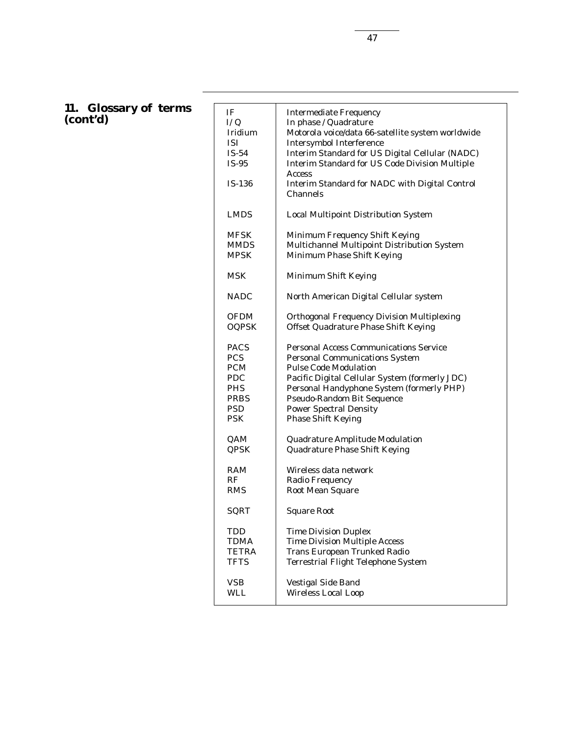## 11. Glossary of terms (cont'd)

| | |
|---|---|
| IF | Intermediate Frequency |
| I/Q | In phase / Quadrature |
| Iridium | Motorola voice/data 66-satellite system worldwide |
| ISI | Intersymbol Interference |
| IS-54 | Interim Standard for US Digital Cellular (NADC) |
| IS-95 | Interim Standard for US Code Division Multiple Access |
| IS-136 | Interim Standard for NADC with Digital Control Channels |
| LMDS | Local Multipoint Distribution System |
| MFSK | Minimum Frequency Shift Keying |
| MMDS | Multichannel Multipoint Distribution System |
| MPSK | Minimum Phase Shift Keying |
| MSK | Minimum Shift Keying |
| NADC | North American Digital Cellular system |
| OFDM | Orthogonal Frequency Division Multiplexing |
| OQPSK | Offset Quadrature Phase Shift Keying |
| PACS | Personal Access Communications Service |
| PCS | Personal Communications System |
| PCM | Pulse Code Modulation |
| PDC | Pacific Digital Cellular System (formerly JDC) |
| PHS | Personal Handyphone System (formerly PHP) |
| PRBS | Pseudo-Random Bit Sequence |
| PSD | Power Spectral Density |
| PSK | Phase Shift Keying |
| QAM | Quadrature Amplitude Modulation |
| QPSK | Quadrature Phase Shift Keying |
| RAM | Wireless data network |
| RF | Radio Frequency |
| RMS | Root Mean Square |
| SQRT | Square Root |
| TDD | Time Division Duplex |
| TDMA | Time Division Multiple Access |
| TETRA | Trans European Trunked Radio |
| TFTS | Terrestrial Flight Telephone System |
| VSB | Vestigal Side Band |
| WLL | Wireless Local Loop |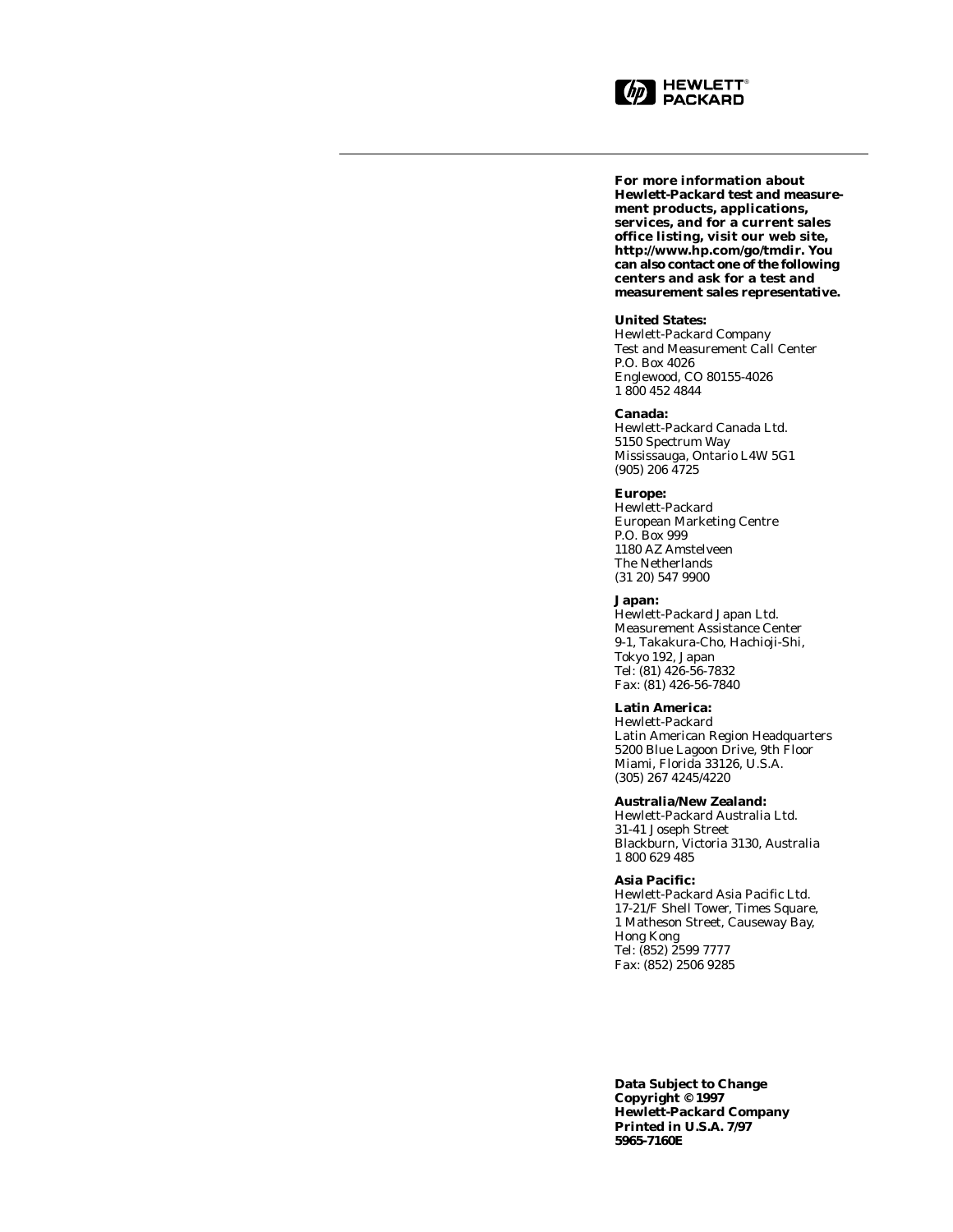HEWLETT® PACKARD

**For more information about Hewlett-Packard test and measurement products, applications, services, and for a current sales office listing, visit our web site, http://www.hp.com/go/tmdir. You can also contact one of the following centers and ask for a test and measurement sales representative.**

**United States:**
Hewlett-Packard Company
Test and Measurement Call Center
P.O. Box 4026
Englewood, CO 80155-4026
1 800 452 4844

**Canada:**
Hewlett-Packard Canada Ltd.
5150 Spectrum Way
Mississauga, Ontario L4W 5G1
(905) 206 4725

**Europe:**
Hewlett-Packard
European Marketing Centre
P.O. Box 999
1180 AZ Amstelveen
The Netherlands
(31 20) 547 9900

**Japan:**
Hewlett-Packard Japan Ltd.
Measurement Assistance Center
9-1, Takakura-Cho, Hachioji-Shi,
Tokyo 192, Japan
Tel: (81) 426-56-7832
Fax: (81) 426-56-7840

**Latin America:**
Hewlett-Packard
Latin American Region Headquarters
5200 Blue Lagoon Drive, 9th Floor
Miami, Florida 33126, U.S.A.
(305) 267 4245/4220

**Australia/New Zealand:**
Hewlett-Packard Australia Ltd.
31-41 Joseph Street
Blackburn, Victoria 3130, Australia
1 800 629 485

**Asia Pacific:**
Hewlett-Packard Asia Pacific Ltd.
17-21/F Shell Tower, Times Square,
1 Matheson Street, Causeway Bay,
Hong Kong
Tel: (852) 2599 7777
Fax: (852) 2506 9285

**Data Subject to Change**
**Copyright © 1997**
**Hewlett-Packard Company**
**Printed in U.S.A. 7/97**
**5965-7160E**